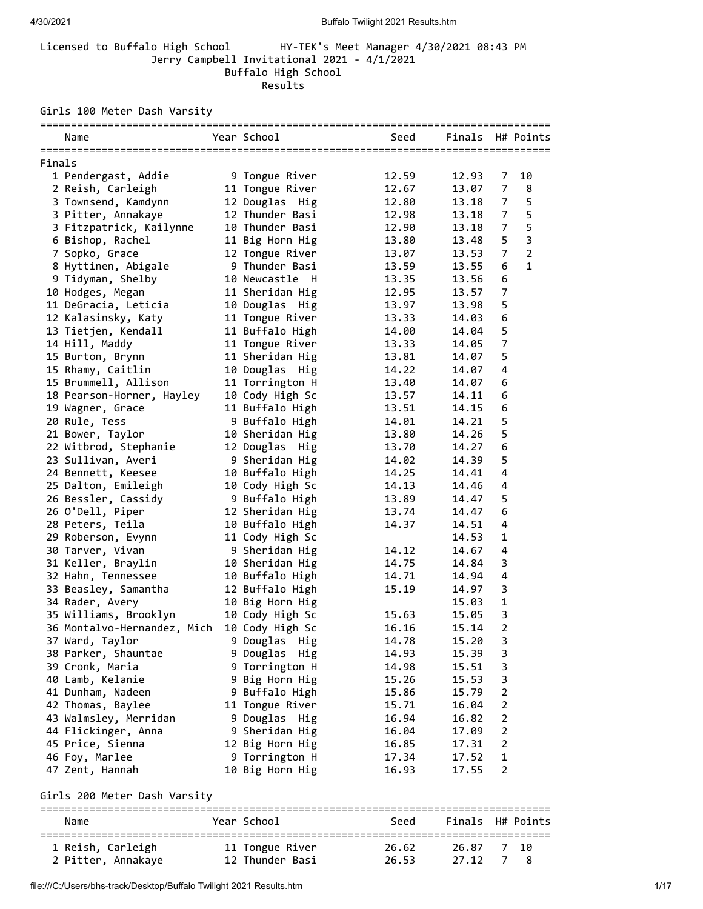Licensed to Buffalo High School HY-TEK's Meet Manager 4/30/2021 08:43 PM

## Jerry Campbell Invitational 2021 - 4/1/2021

### Buffalo High School

### Results

#### Girls 100 Meter Dash Varsity

Finals

| | Name | Year | School | Seed | Finals | H# | Points |
|---|---|---|---|---|---|---|---|
| 1 | Pendergast, Addie | 9 | Tongue River | 12.59 | 12.93 | 7 | 10 |
| 2 | Reish, Carleigh | 11 | Tongue River | 12.67 | 13.07 | 7 | 8 |
| 3 | Townsend, Kamdynn | 12 | Douglas Hig | 12.80 | 13.18 | 7 | 5 |
| 3 | Pitter, Annakaye | 12 | Thunder Basi | 12.98 | 13.18 | 7 | 5 |
| 3 | Fitzpatrick, Kailynne | 10 | Thunder Basi | 12.90 | 13.18 | 7 | 5 |
| 6 | Bishop, Rachel | 11 | Big Horn Hig | 13.80 | 13.48 | 5 | 3 |
| 7 | Sopko, Grace | 12 | Tongue River | 13.07 | 13.53 | 7 | 2 |
| 8 | Hyttinen, Abigale | 9 | Thunder Basi | 13.59 | 13.55 | 6 | 1 |
| 9 | Tidyman, Shelby | 10 | Newcastle H | 13.35 | 13.56 | 6 | |
| 10 | Hodges, Megan | 11 | Sheridan Hig | 12.95 | 13.57 | 7 | |
| 11 | DeGracia, Leticia | 10 | Douglas Hig | 13.97 | 13.98 | 5 | |
| 12 | Kalasinsky, Katy | 11 | Tongue River | 13.33 | 14.03 | 6 | |
| 13 | Tietjen, Kendall | 11 | Buffalo High | 14.00 | 14.04 | 5 | |
| 14 | Hill, Maddy | 11 | Tongue River | 13.33 | 14.05 | 7 | |
| 15 | Burton, Brynn | 11 | Sheridan Hig | 13.81 | 14.07 | 5 | |
| 15 | Rhamy, Caitlin | 10 | Douglas Hig | 14.22 | 14.07 | 4 | |
| 15 | Brummell, Allison | 11 | Torrington H | 13.40 | 14.07 | 6 | |
| 18 | Pearson-Horner, Hayley | 10 | Cody High Sc | 13.57 | 14.11 | 6 | |
| 19 | Wagner, Grace | 11 | Buffalo High | 13.51 | 14.15 | 6 | |
| 20 | Rule, Tess | 9 | Buffalo High | 14.01 | 14.21 | 5 | |
| 21 | Bower, Taylor | 10 | Sheridan Hig | 13.80 | 14.26 | 5 | |
| 22 | Witbrod, Stephanie | 12 | Douglas Hig | 13.70 | 14.27 | 6 | |
| 23 | Sullivan, Averi | 9 | Sheridan Hig | 14.02 | 14.39 | 5 | |
| 24 | Bennett, Keesee | 10 | Buffalo High | 14.25 | 14.41 | 4 | |
| 25 | Dalton, Emileigh | 10 | Cody High Sc | 14.13 | 14.46 | 4 | |
| 26 | Bessler, Cassidy | 9 | Buffalo High | 13.89 | 14.47 | 5 | |
| 26 | O'Dell, Piper | 12 | Sheridan Hig | 13.74 | 14.47 | 6 | |
| 28 | Peters, Teila | 10 | Buffalo High | 14.37 | 14.51 | 4 | |
| 29 | Roberson, Evynn | 11 | Cody High Sc | | 14.53 | 1 | |
| 30 | Tarver, Vivan | 9 | Sheridan Hig | 14.12 | 14.67 | 4 | |
| 31 | Keller, Braylin | 10 | Sheridan Hig | 14.75 | 14.84 | 3 | |
| 32 | Hahn, Tennessee | 10 | Buffalo High | 14.71 | 14.94 | 4 | |
| 33 | Beasley, Samantha | 12 | Buffalo High | 15.19 | 14.97 | 3 | |
| 34 | Rader, Avery | 10 | Big Horn Hig | | 15.03 | 1 | |
| 35 | Williams, Brooklyn | 10 | Cody High Sc | 15.63 | 15.05 | 3 | |
| 36 | Montalvo-Hernandez, Mich | 10 | Cody High Sc | 16.16 | 15.14 | 2 | |
| 37 | Ward, Taylor | 9 | Douglas Hig | 14.78 | 15.20 | 3 | |
| 38 | Parker, Shauntae | 9 | Douglas Hig | 14.93 | 15.39 | 3 | |
| 39 | Cronk, Maria | 9 | Torrington H | 14.98 | 15.51 | 3 | |
| 40 | Lamb, Kelanie | 9 | Big Horn Hig | 15.26 | 15.53 | 3 | |
| 41 | Dunham, Nadeen | 9 | Buffalo High | 15.86 | 15.79 | 2 | |
| 42 | Thomas, Baylee | 11 | Tongue River | 15.71 | 16.04 | 2 | |
| 43 | Walmsley, Merridan | 9 | Douglas Hig | 16.94 | 16.82 | 2 | |
| 44 | Flickinger, Anna | 9 | Sheridan Hig | 16.04 | 17.09 | 2 | |
| 45 | Price, Sienna | 12 | Big Horn Hig | 16.85 | 17.31 | 2 | |
| 46 | Foy, Marlee | 9 | Torrington H | 17.34 | 17.52 | 1 | |
| 47 | Zent, Hannah | 10 | Big Horn Hig | 16.93 | 17.55 | 2 | |

#### Girls 200 Meter Dash Varsity

| | Name | Year | School | Seed | Finals | H# | Points |
|---|---|---|---|---|---|---|---|
| 1 | Reish, Carleigh | 11 | Tongue River | 26.62 | 26.87 | 7 | 10 |
| 2 | Pitter, Annakaye | 12 | Thunder Basi | 26.53 | 27.12 | 7 | 8 |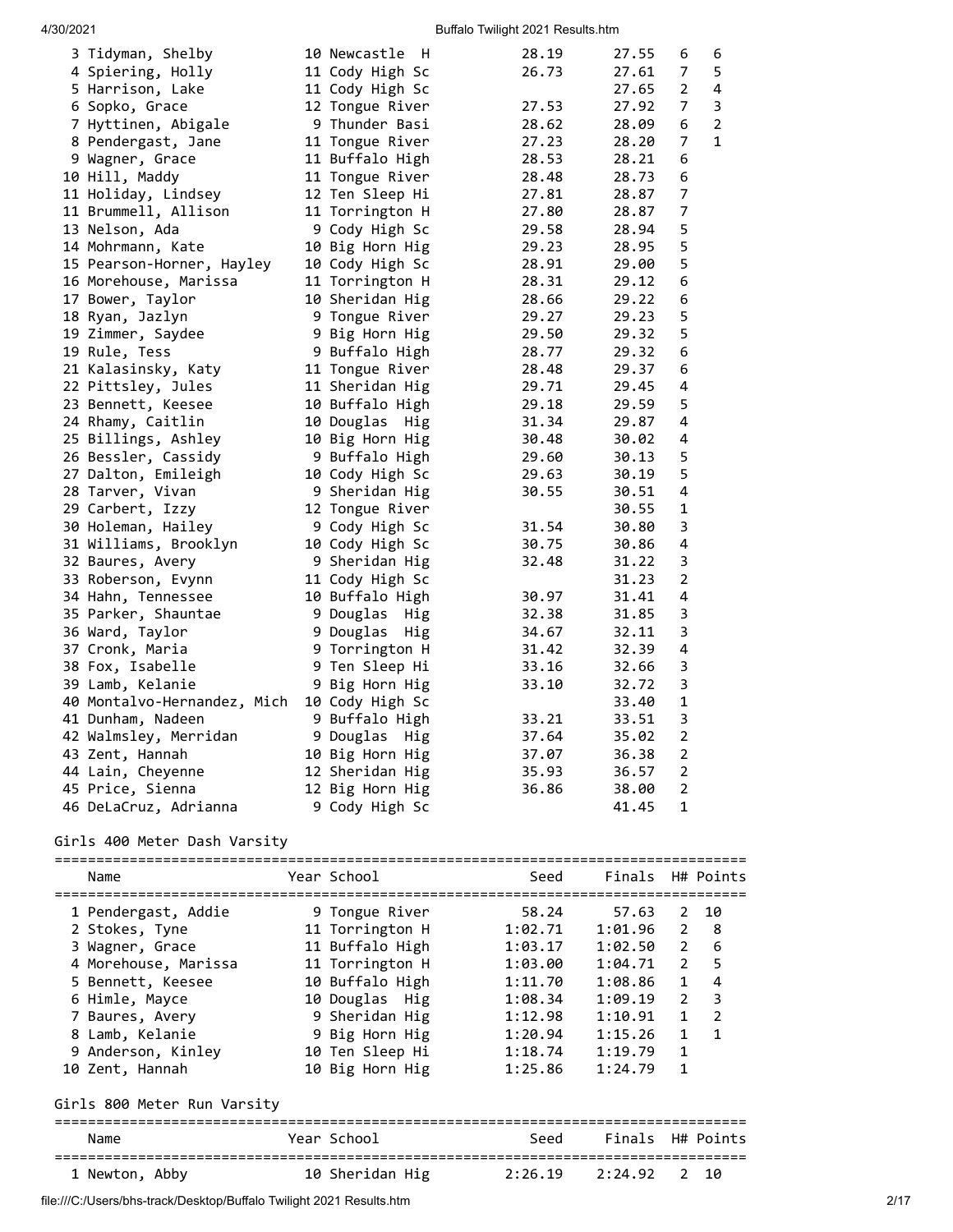| Place | Name | Year | School | Seed | Finals | H# | Points |
|---|---|---|---|---|---|---|---|
| 3 | Tidyman, Shelby | 10 | Newcastle H | 28.19 | 27.55 | 6 | 6 |
| 4 | Spiering, Holly | 11 | Cody High Sc | 26.73 | 27.61 | 7 | 5 |
| 5 | Harrison, Lake | 11 | Cody High Sc | | 27.65 | 2 | 4 |
| 6 | Sopko, Grace | 12 | Tongue River | 27.53 | 27.92 | 7 | 3 |
| 7 | Hyttinen, Abigale | 9 | Thunder Basi | 28.62 | 28.09 | 6 | 2 |
| 8 | Pendergast, Jane | 11 | Tongue River | 27.23 | 28.20 | 7 | 1 |
| 9 | Wagner, Grace | 11 | Buffalo High | 28.53 | 28.21 | 6 | |
| 10 | Hill, Maddy | 11 | Tongue River | 28.48 | 28.73 | 6 | |
| 11 | Holiday, Lindsey | 12 | Ten Sleep Hi | 27.81 | 28.87 | 7 | |
| 11 | Brummell, Allison | 11 | Torrington H | 27.80 | 28.87 | 7 | |
| 13 | Nelson, Ada | 9 | Cody High Sc | 29.58 | 28.94 | 5 | |
| 14 | Mohrmann, Kate | 10 | Big Horn Hig | 29.23 | 28.95 | 5 | |
| 15 | Pearson-Horner, Hayley | 10 | Cody High Sc | 28.91 | 29.00 | 5 | |
| 16 | Morehouse, Marissa | 11 | Torrington H | 28.31 | 29.12 | 6 | |
| 17 | Bower, Taylor | 10 | Sheridan Hig | 28.66 | 29.22 | 6 | |
| 18 | Ryan, Jazlyn | 9 | Tongue River | 29.27 | 29.23 | 5 | |
| 19 | Zimmer, Saydee | 9 | Big Horn Hig | 29.50 | 29.32 | 5 | |
| 19 | Rule, Tess | 9 | Buffalo High | 28.77 | 29.32 | 6 | |
| 21 | Kalasinsky, Katy | 11 | Tongue River | 28.48 | 29.37 | 6 | |
| 22 | Pittsley, Jules | 11 | Sheridan Hig | 29.71 | 29.45 | 4 | |
| 23 | Bennett, Keesee | 10 | Buffalo High | 29.18 | 29.59 | 5 | |
| 24 | Rhamy, Caitlin | 10 | Douglas Hig | 31.34 | 29.87 | 4 | |
| 25 | Billings, Ashley | 10 | Big Horn Hig | 30.48 | 30.02 | 4 | |
| 26 | Bessler, Cassidy | 9 | Buffalo High | 29.60 | 30.13 | 5 | |
| 27 | Dalton, Emileigh | 10 | Cody High Sc | 29.63 | 30.19 | 5 | |
| 28 | Tarver, Vivan | 9 | Sheridan Hig | 30.55 | 30.51 | 4 | |
| 29 | Carbert, Izzy | 12 | Tongue River | | 30.55 | 1 | |
| 30 | Holeman, Hailey | 9 | Cody High Sc | 31.54 | 30.80 | 3 | |
| 31 | Williams, Brooklyn | 10 | Cody High Sc | 30.75 | 30.86 | 4 | |
| 32 | Baures, Avery | 9 | Sheridan Hig | 32.48 | 31.22 | 3 | |
| 33 | Roberson, Evynn | 11 | Cody High Sc | | 31.23 | 2 | |
| 34 | Hahn, Tennessee | 10 | Buffalo High | 30.97 | 31.41 | 4 | |
| 35 | Parker, Shauntae | 9 | Douglas Hig | 32.38 | 31.85 | 3 | |
| 36 | Ward, Taylor | 9 | Douglas Hig | 34.67 | 32.11 | 3 | |
| 37 | Cronk, Maria | 9 | Torrington H | 31.42 | 32.39 | 4 | |
| 38 | Fox, Isabelle | 9 | Ten Sleep Hi | 33.16 | 32.66 | 3 | |
| 39 | Lamb, Kelanie | 9 | Big Horn Hig | 33.10 | 32.72 | 3 | |
| 40 | Montalvo-Hernandez, Mich | 10 | Cody High Sc | | 33.40 | 1 | |
| 41 | Dunham, Nadeen | 9 | Buffalo High | 33.21 | 33.51 | 3 | |
| 42 | Walmsley, Merridan | 9 | Douglas Hig | 37.64 | 35.02 | 2 | |
| 43 | Zent, Hannah | 10 | Big Horn Hig | 37.07 | 36.38 | 2 | |
| 44 | Lain, Cheyenne | 12 | Sheridan Hig | 35.93 | 36.57 | 2 | |
| 45 | Price, Sienna | 12 | Big Horn Hig | 36.86 | 38.00 | 2 | |
| 46 | DeLaCruz, Adrianna | 9 | Cody High Sc | | 41.45 | 1 | |

## Girls 400 Meter Dash Varsity

| Place | Name | Year | School | Seed | Finals | H# | Points |
|---|---|---|---|---|---|---|---|
| 1 | Pendergast, Addie | 9 | Tongue River | 58.24 | 57.63 | 2 | 10 |
| 2 | Stokes, Tyne | 11 | Torrington H | 1:02.71 | 1:01.96 | 2 | 8 |
| 3 | Wagner, Grace | 11 | Buffalo High | 1:03.17 | 1:02.50 | 2 | 6 |
| 4 | Morehouse, Marissa | 11 | Torrington H | 1:03.00 | 1:04.71 | 2 | 5 |
| 5 | Bennett, Keesee | 10 | Buffalo High | 1:11.70 | 1:08.86 | 1 | 4 |
| 6 | Himle, Mayce | 10 | Douglas Hig | 1:08.34 | 1:09.19 | 2 | 3 |
| 7 | Baures, Avery | 9 | Sheridan Hig | 1:12.98 | 1:10.91 | 1 | 2 |
| 8 | Lamb, Kelanie | 9 | Big Horn Hig | 1:20.94 | 1:15.26 | 1 | 1 |
| 9 | Anderson, Kinley | 10 | Ten Sleep Hi | 1:18.74 | 1:19.79 | 1 | |
| 10 | Zent, Hannah | 10 | Big Horn Hig | 1:25.86 | 1:24.79 | 1 | |

## Girls 800 Meter Run Varsity

| Place | Name | Year | School | Seed | Finals | H# | Points |
|---|---|---|---|---|---|---|---|
| 1 | Newton, Abby | 10 | Sheridan Hig | 2:26.19 | 2:24.92 | 2 | 10 |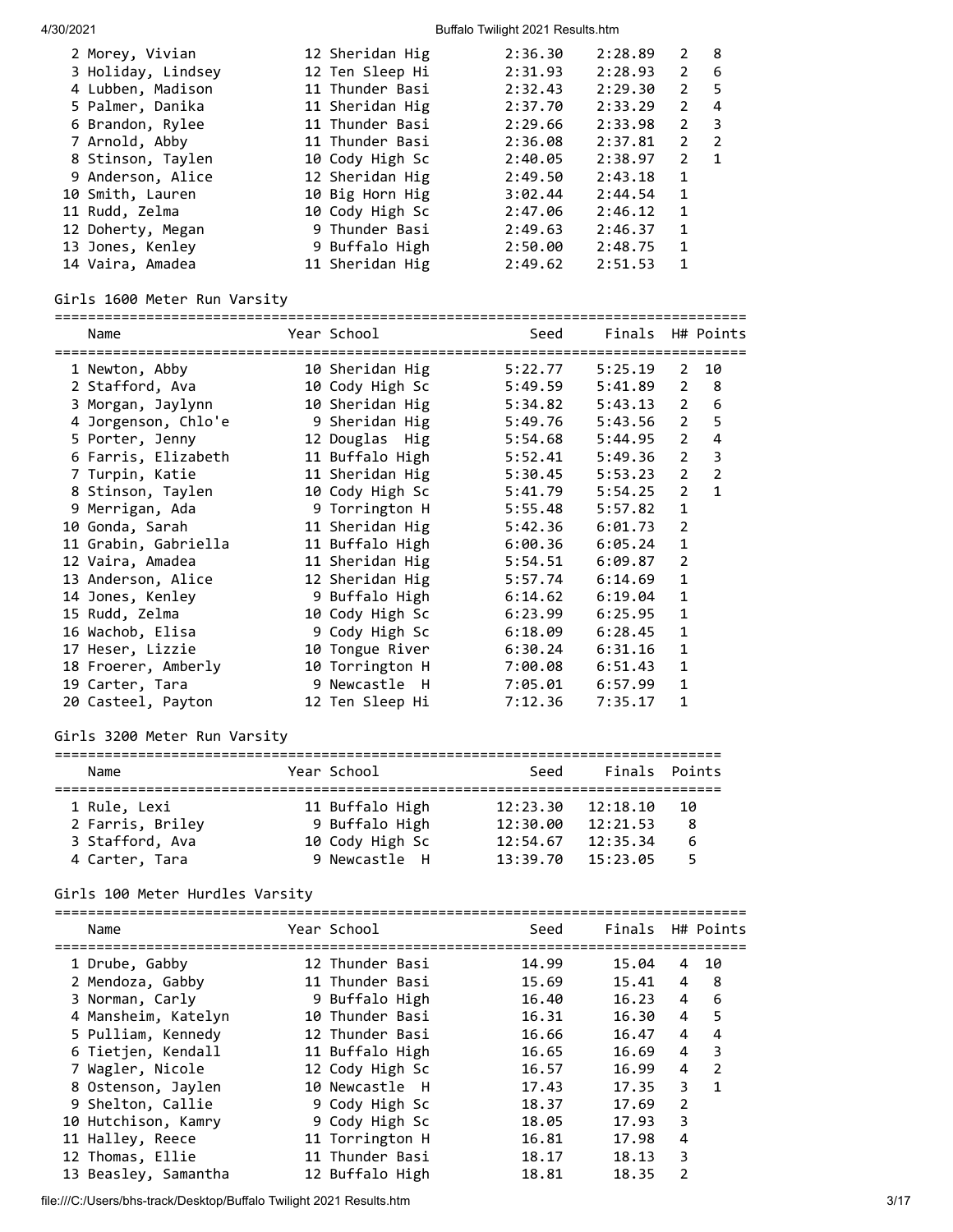| Place | Name | Year | School | Seed | Finals | H# | Points |
|---|---|---|---|---|---|---|---|
| 2 | Morey, Vivian | 12 | Sheridan Hig | 2:36.30 | 2:28.89 | 2 | 8 |
| 3 | Holiday, Lindsey | 12 | Ten Sleep Hi | 2:31.93 | 2:28.93 | 2 | 6 |
| 4 | Lubben, Madison | 11 | Thunder Basi | 2:32.43 | 2:29.30 | 2 | 5 |
| 5 | Palmer, Danika | 11 | Sheridan Hig | 2:37.70 | 2:33.29 | 2 | 4 |
| 6 | Brandon, Rylee | 11 | Thunder Basi | 2:29.66 | 2:33.98 | 2 | 3 |
| 7 | Arnold, Abby | 11 | Thunder Basi | 2:36.08 | 2:37.81 | 2 | 2 |
| 8 | Stinson, Taylen | 10 | Cody High Sc | 2:40.05 | 2:38.97 | 2 | 1 |
| 9 | Anderson, Alice | 12 | Sheridan Hig | 2:49.50 | 2:43.18 | 1 | |
| 10 | Smith, Lauren | 10 | Big Horn Hig | 3:02.44 | 2:44.54 | 1 | |
| 11 | Rudd, Zelma | 10 | Cody High Sc | 2:47.06 | 2:46.12 | 1 | |
| 12 | Doherty, Megan | 9 | Thunder Basi | 2:49.63 | 2:46.37 | 1 | |
| 13 | Jones, Kenley | 9 | Buffalo High | 2:50.00 | 2:48.75 | 1 | |
| 14 | Vaira, Amadea | 11 | Sheridan Hig | 2:49.62 | 2:51.53 | 1 | |

## Girls 1600 Meter Run Varsity

| Place | Name | Year | School | Seed | Finals | H# | Points |
|---|---|---|---|---|---|---|---|
| 1 | Newton, Abby | 10 | Sheridan Hig | 5:22.77 | 5:25.19 | 2 | 10 |
| 2 | Stafford, Ava | 10 | Cody High Sc | 5:49.59 | 5:41.89 | 2 | 8 |
| 3 | Morgan, Jaylynn | 10 | Sheridan Hig | 5:34.82 | 5:43.13 | 2 | 6 |
| 4 | Jorgenson, Chlo'e | 9 | Sheridan Hig | 5:49.76 | 5:43.56 | 2 | 5 |
| 5 | Porter, Jenny | 12 | Douglas Hig | 5:54.68 | 5:44.95 | 2 | 4 |
| 6 | Farris, Elizabeth | 11 | Buffalo High | 5:52.41 | 5:49.36 | 2 | 3 |
| 7 | Turpin, Katie | 11 | Sheridan Hig | 5:30.45 | 5:53.23 | 2 | 2 |
| 8 | Stinson, Taylen | 10 | Cody High Sc | 5:41.79 | 5:54.25 | 2 | 1 |
| 9 | Merrigan, Ada | 9 | Torrington H | 5:55.48 | 5:57.82 | 1 | |
| 10 | Gonda, Sarah | 11 | Sheridan Hig | 5:42.36 | 6:01.73 | 2 | |
| 11 | Grabin, Gabriella | 11 | Buffalo High | 6:00.36 | 6:05.24 | 1 | |
| 12 | Vaira, Amadea | 11 | Sheridan Hig | 5:54.51 | 6:09.87 | 2 | |
| 13 | Anderson, Alice | 12 | Sheridan Hig | 5:57.74 | 6:14.69 | 1 | |
| 14 | Jones, Kenley | 9 | Buffalo High | 6:14.62 | 6:19.04 | 1 | |
| 15 | Rudd, Zelma | 10 | Cody High Sc | 6:23.99 | 6:25.95 | 1 | |
| 16 | Wachob, Elisa | 9 | Cody High Sc | 6:18.09 | 6:28.45 | 1 | |
| 17 | Heser, Lizzie | 10 | Tongue River | 6:30.24 | 6:31.16 | 1 | |
| 18 | Froerer, Amberly | 10 | Torrington H | 7:00.08 | 6:51.43 | 1 | |
| 19 | Carter, Tara | 9 | Newcastle H | 7:05.01 | 6:57.99 | 1 | |
| 20 | Casteel, Payton | 12 | Ten Sleep Hi | 7:12.36 | 7:35.17 | 1 | |

## Girls 3200 Meter Run Varsity

| Place | Name | Year | School | Seed | Finals | Points |
|---|---|---|---|---|---|---|
| 1 | Rule, Lexi | 11 | Buffalo High | 12:23.30 | 12:18.10 | 10 |
| 2 | Farris, Briley | 9 | Buffalo High | 12:30.00 | 12:21.53 | 8 |
| 3 | Stafford, Ava | 10 | Cody High Sc | 12:54.67 | 12:35.34 | 6 |
| 4 | Carter, Tara | 9 | Newcastle H | 13:39.70 | 15:23.05 | 5 |

## Girls 100 Meter Hurdles Varsity

| Place | Name | Year | School | Seed | Finals | H# | Points |
|---|---|---|---|---|---|---|---|
| 1 | Drube, Gabby | 12 | Thunder Basi | 14.99 | 15.04 | 4 | 10 |
| 2 | Mendoza, Gabby | 11 | Thunder Basi | 15.69 | 15.41 | 4 | 8 |
| 3 | Norman, Carly | 9 | Buffalo High | 16.40 | 16.23 | 4 | 6 |
| 4 | Mansheim, Katelyn | 10 | Thunder Basi | 16.31 | 16.30 | 4 | 5 |
| 5 | Pulliam, Kennedy | 12 | Thunder Basi | 16.66 | 16.47 | 4 | 4 |
| 6 | Tietjen, Kendall | 11 | Buffalo High | 16.65 | 16.69 | 4 | 3 |
| 7 | Wagler, Nicole | 12 | Cody High Sc | 16.57 | 16.99 | 4 | 2 |
| 8 | Ostenson, Jaylen | 10 | Newcastle H | 17.43 | 17.35 | 3 | 1 |
| 9 | Shelton, Callie | 9 | Cody High Sc | 18.37 | 17.69 | 2 | |
| 10 | Hutchison, Kamry | 9 | Cody High Sc | 18.05 | 17.93 | 3 | |
| 11 | Halley, Reece | 11 | Torrington H | 16.81 | 17.98 | 4 | |
| 12 | Thomas, Ellie | 11 | Thunder Basi | 18.17 | 18.13 | 3 | |
| 13 | Beasley, Samantha | 12 | Buffalo High | 18.81 | 18.35 | 2 | |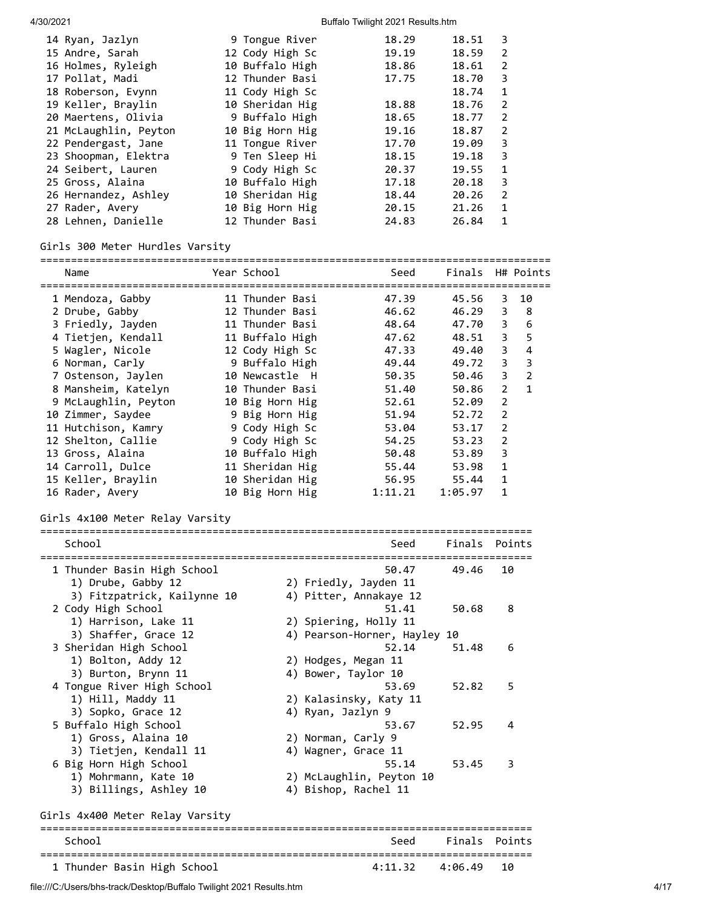| Place | Name | Year | School | Seed | Finals | H# |
|---|---|---|---|---|---|---|
| 14 | Ryan, Jazlyn | 9 | Tongue River | 18.29 | 18.51 | 3 |
| 15 | Andre, Sarah | 12 | Cody High Sc | 19.19 | 18.59 | 2 |
| 16 | Holmes, Ryleigh | 10 | Buffalo High | 18.86 | 18.61 | 2 |
| 17 | Pollat, Madi | 12 | Thunder Basi | 17.75 | 18.70 | 3 |
| 18 | Roberson, Evynn | 11 | Cody High Sc | | 18.74 | 1 |
| 19 | Keller, Braylin | 10 | Sheridan Hig | 18.88 | 18.76 | 2 |
| 20 | Maertens, Olivia | 9 | Buffalo High | 18.65 | 18.77 | 2 |
| 21 | McLaughlin, Peyton | 10 | Big Horn Hig | 19.16 | 18.87 | 2 |
| 22 | Pendergast, Jane | 11 | Tongue River | 17.70 | 19.09 | 3 |
| 23 | Shoopman, Elektra | 9 | Ten Sleep Hi | 18.15 | 19.18 | 3 |
| 24 | Seibert, Lauren | 9 | Cody High Sc | 20.37 | 19.55 | 1 |
| 25 | Gross, Alaina | 10 | Buffalo High | 17.18 | 20.18 | 3 |
| 26 | Hernandez, Ashley | 10 | Sheridan Hig | 18.44 | 20.26 | 2 |
| 27 | Rader, Avery | 10 | Big Horn Hig | 20.15 | 21.26 | 1 |
| 28 | Lehnen, Danielle | 12 | Thunder Basi | 24.83 | 26.84 | 1 |

## Girls 300 Meter Hurdles Varsity

| Place | Name | Year | School | Seed | Finals | H# | Points |
|---|---|---|---|---|---|---|---|
| 1 | Mendoza, Gabby | 11 | Thunder Basi | 47.39 | 45.56 | 3 | 10 |
| 2 | Drube, Gabby | 12 | Thunder Basi | 46.62 | 46.29 | 3 | 8 |
| 3 | Friedly, Jayden | 11 | Thunder Basi | 48.64 | 47.70 | 3 | 6 |
| 4 | Tietjen, Kendall | 11 | Buffalo High | 47.62 | 48.51 | 3 | 5 |
| 5 | Wagler, Nicole | 12 | Cody High Sc | 47.33 | 49.40 | 3 | 4 |
| 6 | Norman, Carly | 9 | Buffalo High | 49.44 | 49.72 | 3 | 3 |
| 7 | Ostenson, Jaylen | 10 | Newcastle H | 50.35 | 50.46 | 3 | 2 |
| 8 | Mansheim, Katelyn | 10 | Thunder Basi | 51.40 | 50.86 | 2 | 1 |
| 9 | McLaughlin, Peyton | 10 | Big Horn Hig | 52.61 | 52.09 | 2 | |
| 10 | Zimmer, Saydee | 9 | Big Horn Hig | 51.94 | 52.72 | 2 | |
| 11 | Hutchison, Kamry | 9 | Cody High Sc | 53.04 | 53.17 | 2 | |
| 12 | Shelton, Callie | 9 | Cody High Sc | 54.25 | 53.23 | 2 | |
| 13 | Gross, Alaina | 10 | Buffalo High | 50.48 | 53.89 | 3 | |
| 14 | Carroll, Dulce | 11 | Sheridan Hig | 55.44 | 53.98 | 1 | |
| 15 | Keller, Braylin | 10 | Sheridan Hig | 56.95 | 55.44 | 1 | |
| 16 | Rader, Avery | 10 | Big Horn Hig | 1:11.21 | 1:05.97 | 1 | |

## Girls 4x100 Meter Relay Varsity

| Place | School | Seed | Finals | Points |
|---|---|---|---|---|
| 1 | Thunder Basin High School | 50.47 | 49.46 | 10 |
| | 1) Drube, Gabby 12; 2) Friedly, Jayden 11; 3) Fitzpatrick, Kailynne 10; 4) Pitter, Annakaye 12 | | | |
| 2 | Cody High School | 51.41 | 50.68 | 8 |
| | 1) Harrison, Lake 11; 2) Spiering, Holly 11; 3) Shaffer, Grace 12; 4) Pearson-Horner, Hayley 10 | | | |
| 3 | Sheridan High School | 52.14 | 51.48 | 6 |
| | 1) Bolton, Addy 12; 2) Hodges, Megan 11; 3) Burton, Brynn 11; 4) Bower, Taylor 10 | | | |
| 4 | Tongue River High School | 53.69 | 52.82 | 5 |
| | 1) Hill, Maddy 11; 2) Kalasinsky, Katy 11; 3) Sopko, Grace 12; 4) Ryan, Jazlyn 9 | | | |
| 5 | Buffalo High School | 53.67 | 52.95 | 4 |
| | 1) Gross, Alaina 10; 2) Norman, Carly 9; 3) Tietjen, Kendall 11; 4) Wagner, Grace 11 | | | |
| 6 | Big Horn High School | 55.14 | 53.45 | 3 |
| | 1) Mohrmann, Kate 10; 2) McLaughlin, Peyton 10; 3) Billings, Ashley 10; 4) Bishop, Rachel 11 | | | |

## Girls 4x400 Meter Relay Varsity

| Place | School | Seed | Finals | Points |
|---|---|---|---|---|
| 1 | Thunder Basin High School | 4:11.32 | 4:06.49 | 10 |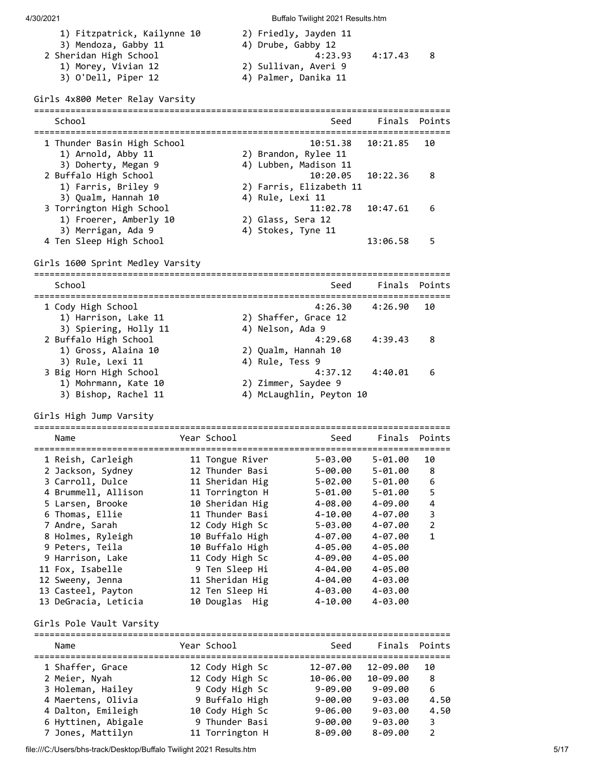| | | | | |
|---|---|---|---|---|
| 1) Fitzpatrick, Kailynne 10 | 2) Friedly, Jayden 11 | | | |
| 3) Mendoza, Gabby 11 | 4) Drube, Gabby 12 | | | |
| 2 Sheridan High School | | 4:23.93 | 4:17.43 | 8 |
| 1) Morey, Vivian 12 | 2) Sullivan, Averi 9 | | | |
| 3) O'Dell, Piper 12 | 4) Palmer, Danika 11 | | | |

## Girls 4x800 Meter Relay Varsity

| School | | Seed | Finals | Points |
|---|---|---|---|---|
| 1 Thunder Basin High School | | 10:51.38 | 10:21.85 | 10 |
| 1) Arnold, Abby 11 | 2) Brandon, Rylee 11 | | | |
| 3) Doherty, Megan 9 | 4) Lubben, Madison 11 | | | |
| 2 Buffalo High School | | 10:20.05 | 10:22.36 | 8 |
| 1) Farris, Briley 9 | 2) Farris, Elizabeth 11 | | | |
| 3) Qualm, Hannah 10 | 4) Rule, Lexi 11 | | | |
| 3 Torrington High School | | 11:02.78 | 10:47.61 | 6 |
| 1) Froerer, Amberly 10 | 2) Glass, Sera 12 | | | |
| 3) Merrigan, Ada 9 | 4) Stokes, Tyne 11 | | | |
| 4 Ten Sleep High School | | | 13:06.58 | 5 |

## Girls 1600 Sprint Medley Varsity

| School | | Seed | Finals | Points |
|---|---|---|---|---|
| 1 Cody High School | | 4:26.30 | 4:26.90 | 10 |
| 1) Harrison, Lake 11 | 2) Shaffer, Grace 12 | | | |
| 3) Spiering, Holly 11 | 4) Nelson, Ada 9 | | | |
| 2 Buffalo High School | | 4:29.68 | 4:39.43 | 8 |
| 1) Gross, Alaina 10 | 2) Qualm, Hannah 10 | | | |
| 3) Rule, Lexi 11 | 4) Rule, Tess 9 | | | |
| 3 Big Horn High School | | 4:37.12 | 4:40.01 | 6 |
| 1) Mohrmann, Kate 10 | 2) Zimmer, Saydee 9 | | | |
| 3) Bishop, Rachel 11 | 4) McLaughlin, Peyton 10 | | | |

## Girls High Jump Varsity

| Name | Year | School | Seed | Finals | Points |
|---|---|---|---|---|---|
| 1 Reish, Carleigh | 11 | Tongue River | 5-03.00 | 5-01.00 | 10 |
| 2 Jackson, Sydney | 12 | Thunder Basi | 5-00.00 | 5-01.00 | 8 |
| 3 Carroll, Dulce | 11 | Sheridan Hig | 5-02.00 | 5-01.00 | 6 |
| 4 Brummell, Allison | 11 | Torrington H | 5-01.00 | 5-01.00 | 5 |
| 5 Larsen, Brooke | 10 | Sheridan Hig | 4-08.00 | 4-09.00 | 4 |
| 6 Thomas, Ellie | 11 | Thunder Basi | 4-10.00 | 4-07.00 | 3 |
| 7 Andre, Sarah | 12 | Cody High Sc | 5-03.00 | 4-07.00 | 2 |
| 8 Holmes, Ryleigh | 10 | Buffalo High | 4-07.00 | 4-07.00 | 1 |
| 9 Peters, Teila | 10 | Buffalo High | 4-05.00 | 4-05.00 | |
| 9 Harrison, Lake | 11 | Cody High Sc | 4-09.00 | 4-05.00 | |
| 11 Fox, Isabelle | 9 | Ten Sleep Hi | 4-04.00 | 4-05.00 | |
| 12 Sweeny, Jenna | 11 | Sheridan Hig | 4-04.00 | 4-03.00 | |
| 13 Casteel, Payton | 12 | Ten Sleep Hi | 4-03.00 | 4-03.00 | |
| 13 DeGracia, Leticia | 10 | Douglas Hig | 4-10.00 | 4-03.00 | |

## Girls Pole Vault Varsity

| Name | Year | School | Seed | Finals | Points |
|---|---|---|---|---|---|
| 1 Shaffer, Grace | 12 | Cody High Sc | 12-07.00 | 12-09.00 | 10 |
| 2 Meier, Nyah | 12 | Cody High Sc | 10-06.00 | 10-09.00 | 8 |
| 3 Holeman, Hailey | 9 | Cody High Sc | 9-09.00 | 9-09.00 | 6 |
| 4 Maertens, Olivia | 9 | Buffalo High | 9-00.00 | 9-03.00 | 4.50 |
| 4 Dalton, Emileigh | 10 | Cody High Sc | 9-06.00 | 9-03.00 | 4.50 |
| 6 Hyttinen, Abigale | 9 | Thunder Basi | 9-00.00 | 9-03.00 | 3 |
| 7 Jones, Mattilyn | 11 | Torrington H | 8-09.00 | 8-09.00 | 2 |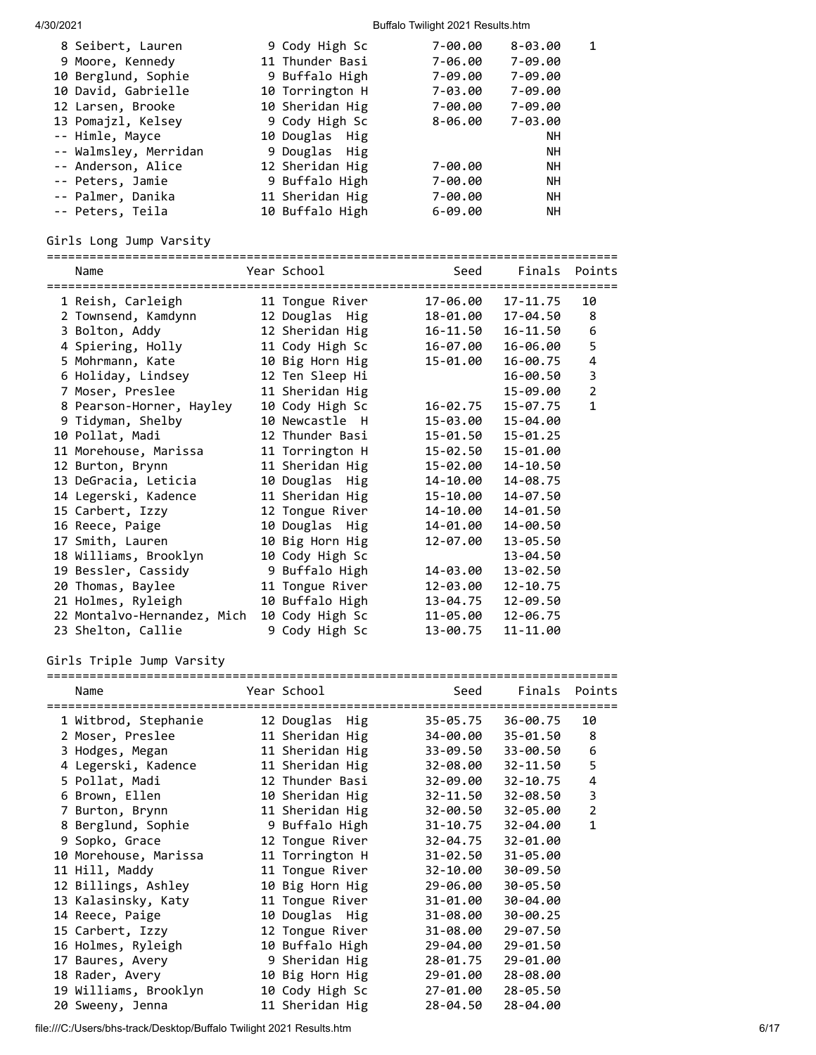| Place | Name | Year | School | Seed | Finals | Points |
|---|---|---|---|---|---|---|
| 8 | Seibert, Lauren | 9 | Cody High Sc | 7-00.00 | 8-03.00 | 1 |
| 9 | Moore, Kennedy | 11 | Thunder Basi | 7-06.00 | 7-09.00 | |
| 10 | Berglund, Sophie | 9 | Buffalo High | 7-09.00 | 7-09.00 | |
| 10 | David, Gabrielle | 10 | Torrington H | 7-03.00 | 7-09.00 | |
| 12 | Larsen, Brooke | 10 | Sheridan Hig | 7-00.00 | 7-09.00 | |
| 13 | Pomajzl, Kelsey | 9 | Cody High Sc | 8-06.00 | 7-03.00 | |
| -- | Himle, Mayce | 10 | Douglas Hig | | NH | |
| -- | Walmsley, Merridan | 9 | Douglas Hig | | NH | |
| -- | Anderson, Alice | 12 | Sheridan Hig | 7-00.00 | NH | |
| -- | Peters, Jamie | 9 | Buffalo High | 7-00.00 | NH | |
| -- | Palmer, Danika | 11 | Sheridan Hig | 7-00.00 | NH | |
| -- | Peters, Teila | 10 | Buffalo High | 6-09.00 | NH | |

## Girls Long Jump Varsity

| Place | Name | Year | School | Seed | Finals | Points |
|---|---|---|---|---|---|---|
| 1 | Reish, Carleigh | 11 | Tongue River | 17-06.00 | 17-11.75 | 10 |
| 2 | Townsend, Kamdynn | 12 | Douglas Hig | 18-01.00 | 17-04.50 | 8 |
| 3 | Bolton, Addy | 12 | Sheridan Hig | 16-11.50 | 16-11.50 | 6 |
| 4 | Spiering, Holly | 11 | Cody High Sc | 16-07.00 | 16-06.00 | 5 |
| 5 | Mohrmann, Kate | 10 | Big Horn Hig | 15-01.00 | 16-00.75 | 4 |
| 6 | Holiday, Lindsey | 12 | Ten Sleep Hi | | 16-00.50 | 3 |
| 7 | Moser, Preslee | 11 | Sheridan Hig | | 15-09.00 | 2 |
| 8 | Pearson-Horner, Hayley | 10 | Cody High Sc | 16-02.75 | 15-07.75 | 1 |
| 9 | Tidyman, Shelby | 10 | Newcastle H | 15-03.00 | 15-04.00 | |
| 10 | Pollat, Madi | 12 | Thunder Basi | 15-01.50 | 15-01.25 | |
| 11 | Morehouse, Marissa | 11 | Torrington H | 15-02.50 | 15-01.00 | |
| 12 | Burton, Brynn | 11 | Sheridan Hig | 15-02.00 | 14-10.50 | |
| 13 | DeGracia, Leticia | 10 | Douglas Hig | 14-10.00 | 14-08.75 | |
| 14 | Legerski, Kadence | 11 | Sheridan Hig | 15-10.00 | 14-07.50 | |
| 15 | Carbert, Izzy | 12 | Tongue River | 14-10.00 | 14-01.50 | |
| 16 | Reece, Paige | 10 | Douglas Hig | 14-01.00 | 14-00.50 | |
| 17 | Smith, Lauren | 10 | Big Horn Hig | 12-07.00 | 13-05.50 | |
| 18 | Williams, Brooklyn | 10 | Cody High Sc | | 13-04.50 | |
| 19 | Bessler, Cassidy | 9 | Buffalo High | 14-03.00 | 13-02.50 | |
| 20 | Thomas, Baylee | 11 | Tongue River | 12-03.00 | 12-10.75 | |
| 21 | Holmes, Ryleigh | 10 | Buffalo High | 13-04.75 | 12-09.50 | |
| 22 | Montalvo-Hernandez, Mich | 10 | Cody High Sc | 11-05.00 | 12-06.75 | |
| 23 | Shelton, Callie | 9 | Cody High Sc | 13-00.75 | 11-11.00 | |

## Girls Triple Jump Varsity

| Place | Name | Year | School | Seed | Finals | Points |
|---|---|---|---|---|---|---|
| 1 | Witbrod, Stephanie | 12 | Douglas Hig | 35-05.75 | 36-00.75 | 10 |
| 2 | Moser, Preslee | 11 | Sheridan Hig | 34-00.00 | 35-01.50 | 8 |
| 3 | Hodges, Megan | 11 | Sheridan Hig | 33-09.50 | 33-00.50 | 6 |
| 4 | Legerski, Kadence | 11 | Sheridan Hig | 32-08.00 | 32-11.50 | 5 |
| 5 | Pollat, Madi | 12 | Thunder Basi | 32-09.00 | 32-10.75 | 4 |
| 6 | Brown, Ellen | 10 | Sheridan Hig | 32-11.50 | 32-08.50 | 3 |
| 7 | Burton, Brynn | 11 | Sheridan Hig | 32-00.50 | 32-05.00 | 2 |
| 8 | Berglund, Sophie | 9 | Buffalo High | 31-10.75 | 32-04.00 | 1 |
| 9 | Sopko, Grace | 12 | Tongue River | 32-04.75 | 32-01.00 | |
| 10 | Morehouse, Marissa | 11 | Torrington H | 31-02.50 | 31-05.00 | |
| 11 | Hill, Maddy | 11 | Tongue River | 32-10.00 | 30-09.50 | |
| 12 | Billings, Ashley | 10 | Big Horn Hig | 29-06.00 | 30-05.50 | |
| 13 | Kalasinsky, Katy | 11 | Tongue River | 31-01.00 | 30-04.00 | |
| 14 | Reece, Paige | 10 | Douglas Hig | 31-08.00 | 30-00.25 | |
| 15 | Carbert, Izzy | 12 | Tongue River | 31-08.00 | 29-07.50 | |
| 16 | Holmes, Ryleigh | 10 | Buffalo High | 29-04.00 | 29-01.50 | |
| 17 | Baures, Avery | 9 | Sheridan Hig | 28-01.75 | 29-01.00 | |
| 18 | Rader, Avery | 10 | Big Horn Hig | 29-01.00 | 28-08.00 | |
| 19 | Williams, Brooklyn | 10 | Cody High Sc | 27-01.00 | 28-05.50 | |
| 20 | Sweeny, Jenna | 11 | Sheridan Hig | 28-04.50 | 28-04.00 | |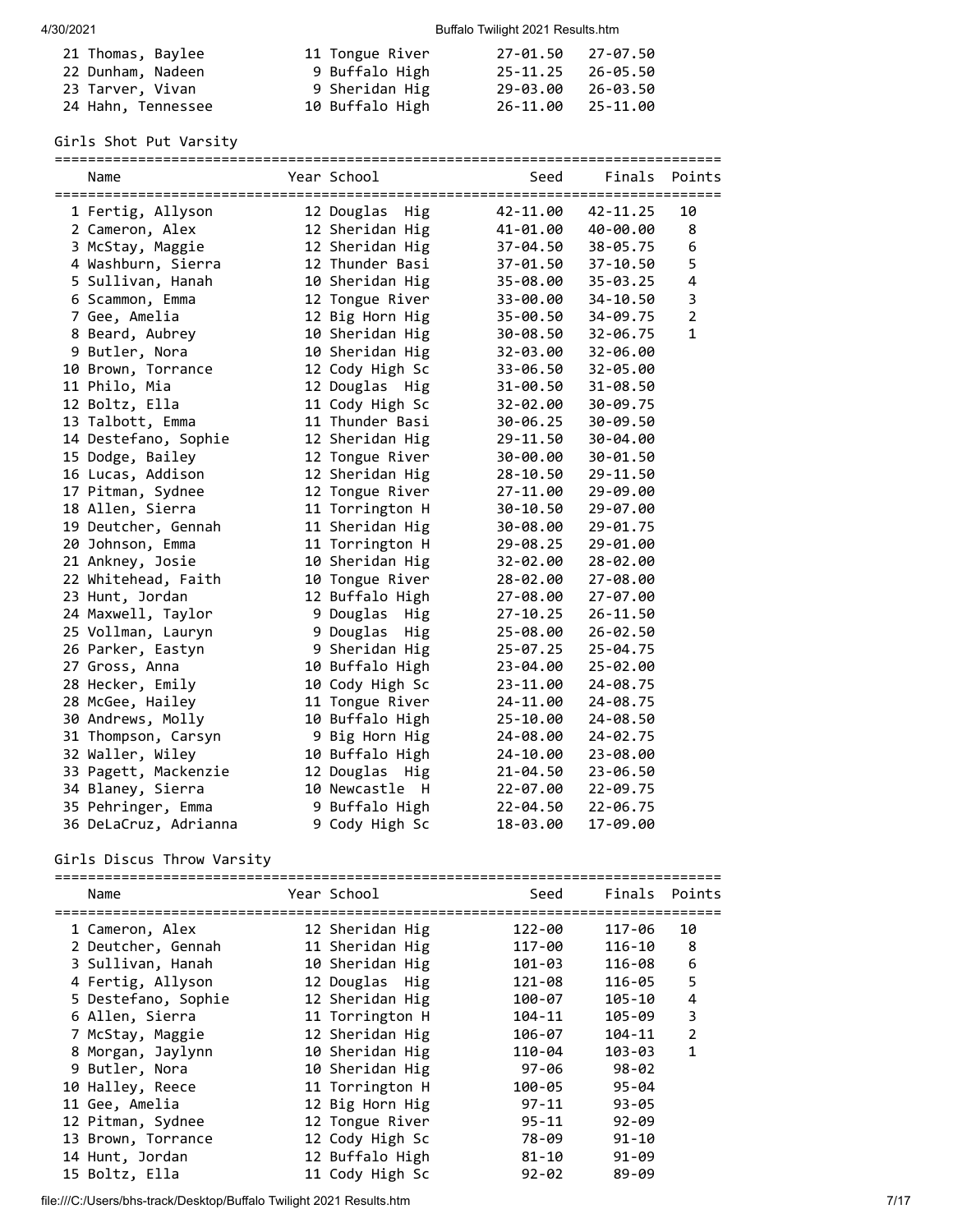| Place | Name | Year | School | Seed | Finals | Points |
|---|---|---|---|---|---|---|
| 21 | Thomas, Baylee | 11 | Tongue River | 27-01.50 | 27-07.50 | |
| 22 | Dunham, Nadeen | 9 | Buffalo High | 25-11.25 | 26-05.50 | |
| 23 | Tarver, Vivan | 9 | Sheridan Hig | 29-03.00 | 26-03.50 | |
| 24 | Hahn, Tennessee | 10 | Buffalo High | 26-11.00 | 25-11.00 | |

## Girls Shot Put Varsity

| Place | Name | Year | School | Seed | Finals | Points |
|---|---|---|---|---|---|---|
| 1 | Fertig, Allyson | 12 | Douglas Hig | 42-11.00 | 42-11.25 | 10 |
| 2 | Cameron, Alex | 12 | Sheridan Hig | 41-01.00 | 40-00.00 | 8 |
| 3 | McStay, Maggie | 12 | Sheridan Hig | 37-04.50 | 38-05.75 | 6 |
| 4 | Washburn, Sierra | 12 | Thunder Basi | 37-01.50 | 37-10.50 | 5 |
| 5 | Sullivan, Hanah | 10 | Sheridan Hig | 35-08.00 | 35-03.25 | 4 |
| 6 | Scammon, Emma | 12 | Tongue River | 33-00.00 | 34-10.50 | 3 |
| 7 | Gee, Amelia | 12 | Big Horn Hig | 35-00.50 | 34-09.75 | 2 |
| 8 | Beard, Aubrey | 10 | Sheridan Hig | 30-08.50 | 32-06.75 | 1 |
| 9 | Butler, Nora | 10 | Sheridan Hig | 32-03.00 | 32-06.00 | |
| 10 | Brown, Torrance | 12 | Cody High Sc | 33-06.50 | 32-05.00 | |
| 11 | Philo, Mia | 12 | Douglas Hig | 31-00.50 | 31-08.50 | |
| 12 | Boltz, Ella | 11 | Cody High Sc | 32-02.00 | 30-09.75 | |
| 13 | Talbott, Emma | 11 | Thunder Basi | 30-06.25 | 30-09.50 | |
| 14 | Destefano, Sophie | 12 | Sheridan Hig | 29-11.50 | 30-04.00 | |
| 15 | Dodge, Bailey | 12 | Tongue River | 30-00.00 | 30-01.50 | |
| 16 | Lucas, Addison | 12 | Sheridan Hig | 28-10.50 | 29-11.50 | |
| 17 | Pitman, Sydnee | 12 | Tongue River | 27-11.00 | 29-09.00 | |
| 18 | Allen, Sierra | 11 | Torrington H | 30-10.50 | 29-07.00 | |
| 19 | Deutcher, Gennah | 11 | Sheridan Hig | 30-08.00 | 29-01.75 | |
| 20 | Johnson, Emma | 11 | Torrington H | 29-08.25 | 29-01.00 | |
| 21 | Ankney, Josie | 10 | Sheridan Hig | 32-02.00 | 28-02.00 | |
| 22 | Whitehead, Faith | 10 | Tongue River | 28-02.00 | 27-08.00 | |
| 23 | Hunt, Jordan | 12 | Buffalo High | 27-08.00 | 27-07.00 | |
| 24 | Maxwell, Taylor | 9 | Douglas Hig | 27-10.25 | 26-11.50 | |
| 25 | Vollman, Lauryn | 9 | Douglas Hig | 25-08.00 | 26-02.50 | |
| 26 | Parker, Eastyn | 9 | Sheridan Hig | 25-07.25 | 25-04.75 | |
| 27 | Gross, Anna | 10 | Buffalo High | 23-04.00 | 25-02.00 | |
| 28 | Hecker, Emily | 10 | Cody High Sc | 23-11.00 | 24-08.75 | |
| 28 | McGee, Hailey | 11 | Tongue River | 24-11.00 | 24-08.75 | |
| 30 | Andrews, Molly | 10 | Buffalo High | 25-10.00 | 24-08.50 | |
| 31 | Thompson, Carsyn | 9 | Big Horn Hig | 24-08.00 | 24-02.75 | |
| 32 | Waller, Wiley | 10 | Buffalo High | 24-10.00 | 23-08.00 | |
| 33 | Pagett, Mackenzie | 12 | Douglas Hig | 21-04.50 | 23-06.50 | |
| 34 | Blaney, Sierra | 10 | Newcastle H | 22-07.00 | 22-09.75 | |
| 35 | Pehringer, Emma | 9 | Buffalo High | 22-04.50 | 22-06.75 | |
| 36 | DeLaCruz, Adrianna | 9 | Cody High Sc | 18-03.00 | 17-09.00 | |

## Girls Discus Throw Varsity

| Place | Name | Year | School | Seed | Finals | Points |
|---|---|---|---|---|---|---|
| 1 | Cameron, Alex | 12 | Sheridan Hig | 122-00 | 117-06 | 10 |
| 2 | Deutcher, Gennah | 11 | Sheridan Hig | 117-00 | 116-10 | 8 |
| 3 | Sullivan, Hanah | 10 | Sheridan Hig | 101-03 | 116-08 | 6 |
| 4 | Fertig, Allyson | 12 | Douglas Hig | 121-08 | 116-05 | 5 |
| 5 | Destefano, Sophie | 12 | Sheridan Hig | 100-07 | 105-10 | 4 |
| 6 | Allen, Sierra | 11 | Torrington H | 104-11 | 105-09 | 3 |
| 7 | McStay, Maggie | 12 | Sheridan Hig | 106-07 | 104-11 | 2 |
| 8 | Morgan, Jaylynn | 10 | Sheridan Hig | 110-04 | 103-03 | 1 |
| 9 | Butler, Nora | 10 | Sheridan Hig | 97-06 | 98-02 | |
| 10 | Halley, Reece | 11 | Torrington H | 100-05 | 95-04 | |
| 11 | Gee, Amelia | 12 | Big Horn Hig | 97-11 | 93-05 | |
| 12 | Pitman, Sydnee | 12 | Tongue River | 95-11 | 92-09 | |
| 13 | Brown, Torrance | 12 | Cody High Sc | 78-09 | 91-10 | |
| 14 | Hunt, Jordan | 12 | Buffalo High | 81-10 | 91-09 | |
| 15 | Boltz, Ella | 11 | Cody High Sc | 92-02 | 89-09 | |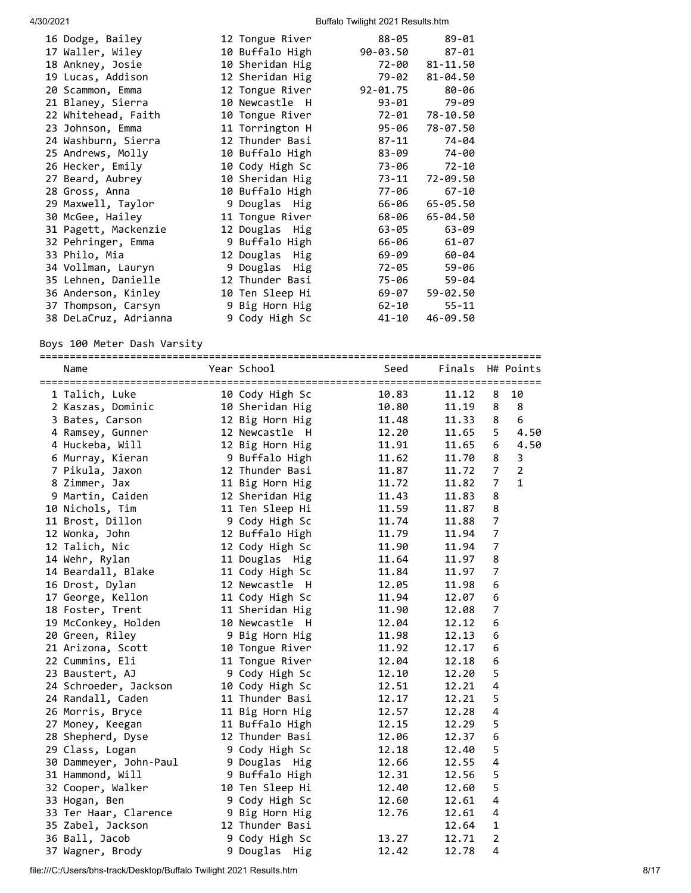| Place | Name | Year | School | Seed | Finals |
|---|---|---|---|---|---|
| 16 | Dodge, Bailey | 12 | Tongue River | 88-05 | 89-01 |
| 17 | Waller, Wiley | 10 | Buffalo High | 90-03.50 | 87-01 |
| 18 | Ankney, Josie | 10 | Sheridan Hig | 72-00 | 81-11.50 |
| 19 | Lucas, Addison | 12 | Sheridan Hig | 79-02 | 81-04.50 |
| 20 | Scammon, Emma | 12 | Tongue River | 92-01.75 | 80-06 |
| 21 | Blaney, Sierra | 10 | Newcastle H | 93-01 | 79-09 |
| 22 | Whitehead, Faith | 10 | Tongue River | 72-01 | 78-10.50 |
| 23 | Johnson, Emma | 11 | Torrington H | 95-06 | 78-07.50 |
| 24 | Washburn, Sierra | 12 | Thunder Basi | 87-11 | 74-04 |
| 25 | Andrews, Molly | 10 | Buffalo High | 83-09 | 74-00 |
| 26 | Hecker, Emily | 10 | Cody High Sc | 73-06 | 72-10 |
| 27 | Beard, Aubrey | 10 | Sheridan Hig | 73-11 | 72-09.50 |
| 28 | Gross, Anna | 10 | Buffalo High | 77-06 | 67-10 |
| 29 | Maxwell, Taylor | 9 | Douglas Hig | 66-06 | 65-05.50 |
| 30 | McGee, Hailey | 11 | Tongue River | 68-06 | 65-04.50 |
| 31 | Pagett, Mackenzie | 12 | Douglas Hig | 63-05 | 63-09 |
| 32 | Pehringer, Emma | 9 | Buffalo High | 66-06 | 61-07 |
| 33 | Philo, Mia | 12 | Douglas Hig | 69-09 | 60-04 |
| 34 | Vollman, Lauryn | 9 | Douglas Hig | 72-05 | 59-06 |
| 35 | Lehnen, Danielle | 12 | Thunder Basi | 75-06 | 59-04 |
| 36 | Anderson, Kinley | 10 | Ten Sleep Hi | 69-07 | 59-02.50 |
| 37 | Thompson, Carsyn | 9 | Big Horn Hig | 62-10 | 55-11 |
| 38 | DeLaCruz, Adrianna | 9 | Cody High Sc | 41-10 | 46-09.50 |

Boys 100 Meter Dash Varsity

| Place | Name | Year | School | Seed | Finals | H# | Points |
|---|---|---|---|---|---|---|---|
| 1 | Talich, Luke | 10 | Cody High Sc | 10.83 | 11.12 | 8 | 10 |
| 2 | Kaszas, Dominic | 10 | Sheridan Hig | 10.80 | 11.19 | 8 | 8 |
| 3 | Bates, Carson | 12 | Big Horn Hig | 11.48 | 11.33 | 8 | 6 |
| 4 | Ramsey, Gunner | 12 | Newcastle H | 12.20 | 11.65 | 5 | 4.50 |
| 4 | Huckeba, Will | 12 | Big Horn Hig | 11.91 | 11.65 | 6 | 4.50 |
| 6 | Murray, Kieran | 9 | Buffalo High | 11.62 | 11.70 | 8 | 3 |
| 7 | Pikula, Jaxon | 12 | Thunder Basi | 11.87 | 11.72 | 7 | 2 |
| 8 | Zimmer, Jax | 11 | Big Horn Hig | 11.72 | 11.82 | 7 | 1 |
| 9 | Martin, Caiden | 12 | Sheridan Hig | 11.43 | 11.83 | 8 | |
| 10 | Nichols, Tim | 11 | Ten Sleep Hi | 11.59 | 11.87 | 8 | |
| 11 | Brost, Dillon | 9 | Cody High Sc | 11.74 | 11.88 | 7 | |
| 12 | Wonka, John | 12 | Buffalo High | 11.79 | 11.94 | 7 | |
| 12 | Talich, Nic | 12 | Cody High Sc | 11.90 | 11.94 | 7 | |
| 14 | Wehr, Rylan | 11 | Douglas Hig | 11.64 | 11.97 | 8 | |
| 14 | Beardall, Blake | 11 | Cody High Sc | 11.84 | 11.97 | 7 | |
| 16 | Drost, Dylan | 12 | Newcastle H | 12.05 | 11.98 | 6 | |
| 17 | George, Kellon | 11 | Cody High Sc | 11.94 | 12.07 | 6 | |
| 18 | Foster, Trent | 11 | Sheridan Hig | 11.90 | 12.08 | 7 | |
| 19 | McConkey, Holden | 10 | Newcastle H | 12.04 | 12.12 | 6 | |
| 20 | Green, Riley | 9 | Big Horn Hig | 11.98 | 12.13 | 6 | |
| 21 | Arizona, Scott | 10 | Tongue River | 11.92 | 12.17 | 6 | |
| 22 | Cummins, Eli | 11 | Tongue River | 12.04 | 12.18 | 6 | |
| 23 | Baustert, AJ | 9 | Cody High Sc | 12.10 | 12.20 | 5 | |
| 24 | Schroeder, Jackson | 10 | Cody High Sc | 12.51 | 12.21 | 4 | |
| 24 | Randall, Caden | 11 | Thunder Basi | 12.17 | 12.21 | 5 | |
| 26 | Morris, Bryce | 11 | Big Horn Hig | 12.57 | 12.28 | 4 | |
| 27 | Money, Keegan | 11 | Buffalo High | 12.15 | 12.29 | 5 | |
| 28 | Shepherd, Dyse | 12 | Thunder Basi | 12.06 | 12.37 | 6 | |
| 29 | Class, Logan | 9 | Cody High Sc | 12.18 | 12.40 | 5 | |
| 30 | Dammeyer, John-Paul | 9 | Douglas Hig | 12.66 | 12.55 | 4 | |
| 31 | Hammond, Will | 9 | Buffalo High | 12.31 | 12.56 | 5 | |
| 32 | Cooper, Walker | 10 | Ten Sleep Hi | 12.40 | 12.60 | 5 | |
| 33 | Hogan, Ben | 9 | Cody High Sc | 12.60 | 12.61 | 4 | |
| 33 | Ter Haar, Clarence | 9 | Big Horn Hig | 12.76 | 12.61 | 4 | |
| 35 | Zabel, Jackson | 12 | Thunder Basi | | 12.64 | 1 | |
| 36 | Ball, Jacob | 9 | Cody High Sc | 13.27 | 12.71 | 2 | |
| 37 | Wagner, Brody | 9 | Douglas Hig | 12.42 | 12.78 | 4 | |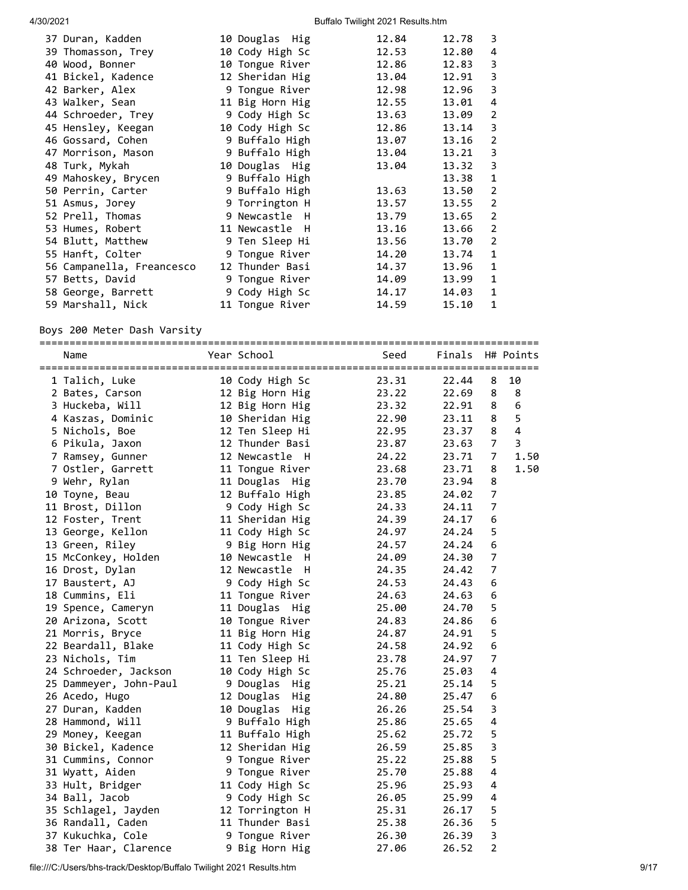| Place | Name | Year | School | Seed | Finals | H# | Points |
|---|---|---|---|---|---|---|---|
| 37 | Duran, Kadden | 10 | Douglas Hig | 12.84 | 12.78 | 3 | |
| 39 | Thomasson, Trey | 10 | Cody High Sc | 12.53 | 12.80 | 4 | |
| 40 | Wood, Bonner | 10 | Tongue River | 12.86 | 12.83 | 3 | |
| 41 | Bickel, Kadence | 12 | Sheridan Hig | 13.04 | 12.91 | 3 | |
| 42 | Barker, Alex | 9 | Tongue River | 12.98 | 12.96 | 3 | |
| 43 | Walker, Sean | 11 | Big Horn Hig | 12.55 | 13.01 | 4 | |
| 44 | Schroeder, Trey | 9 | Cody High Sc | 13.63 | 13.09 | 2 | |
| 45 | Hensley, Keegan | 10 | Cody High Sc | 12.86 | 13.14 | 3 | |
| 46 | Gossard, Cohen | 9 | Buffalo High | 13.07 | 13.16 | 2 | |
| 47 | Morrison, Mason | 9 | Buffalo High | 13.04 | 13.21 | 3 | |
| 48 | Turk, Mykah | 10 | Douglas Hig | 13.04 | 13.32 | 3 | |
| 49 | Mahoskey, Brycen | 9 | Buffalo High | | 13.38 | 1 | |
| 50 | Perrin, Carter | 9 | Buffalo High | 13.63 | 13.50 | 2 | |
| 51 | Asmus, Jorey | 9 | Torrington H | 13.57 | 13.55 | 2 | |
| 52 | Prell, Thomas | 9 | Newcastle H | 13.79 | 13.65 | 2 | |
| 53 | Humes, Robert | 11 | Newcastle H | 13.16 | 13.66 | 2 | |
| 54 | Blutt, Matthew | 9 | Ten Sleep Hi | 13.56 | 13.70 | 2 | |
| 55 | Hanft, Colter | 9 | Tongue River | 14.20 | 13.74 | 1 | |
| 56 | Campanella, Freancesco | 12 | Thunder Basi | 14.37 | 13.96 | 1 | |
| 57 | Betts, David | 9 | Tongue River | 14.09 | 13.99 | 1 | |
| 58 | George, Barrett | 9 | Cody High Sc | 14.17 | 14.03 | 1 | |
| 59 | Marshall, Nick | 11 | Tongue River | 14.59 | 15.10 | 1 | |

## Boys 200 Meter Dash Varsity

| Place | Name | Year | School | Seed | Finals | H# | Points |
|---|---|---|---|---|---|---|---|
| 1 | Talich, Luke | 10 | Cody High Sc | 23.31 | 22.44 | 8 | 10 |
| 2 | Bates, Carson | 12 | Big Horn Hig | 23.22 | 22.69 | 8 | 8 |
| 3 | Huckeba, Will | 12 | Big Horn Hig | 23.32 | 22.91 | 8 | 6 |
| 4 | Kaszas, Dominic | 10 | Sheridan Hig | 22.90 | 23.11 | 8 | 5 |
| 5 | Nichols, Boe | 12 | Ten Sleep Hi | 22.95 | 23.37 | 8 | 4 |
| 6 | Pikula, Jaxon | 12 | Thunder Basi | 23.87 | 23.63 | 7 | 3 |
| 7 | Ramsey, Gunner | 12 | Newcastle H | 24.22 | 23.71 | 7 | 1.50 |
| 7 | Ostler, Garrett | 11 | Tongue River | 23.68 | 23.71 | 8 | 1.50 |
| 9 | Wehr, Rylan | 11 | Douglas Hig | 23.70 | 23.94 | 8 | |
| 10 | Toyne, Beau | 12 | Buffalo High | 23.85 | 24.02 | 7 | |
| 11 | Brost, Dillon | 9 | Cody High Sc | 24.33 | 24.11 | 7 | |
| 12 | Foster, Trent | 11 | Sheridan Hig | 24.39 | 24.17 | 6 | |
| 13 | George, Kellon | 11 | Cody High Sc | 24.97 | 24.24 | 5 | |
| 13 | Green, Riley | 9 | Big Horn Hig | 24.57 | 24.24 | 6 | |
| 15 | McConkey, Holden | 10 | Newcastle H | 24.09 | 24.30 | 7 | |
| 16 | Drost, Dylan | 12 | Newcastle H | 24.35 | 24.42 | 7 | |
| 17 | Baustert, AJ | 9 | Cody High Sc | 24.53 | 24.43 | 6 | |
| 18 | Cummins, Eli | 11 | Tongue River | 24.63 | 24.63 | 6 | |
| 19 | Spence, Cameryn | 11 | Douglas Hig | 25.00 | 24.70 | 5 | |
| 20 | Arizona, Scott | 10 | Tongue River | 24.83 | 24.86 | 6 | |
| 21 | Morris, Bryce | 11 | Big Horn Hig | 24.87 | 24.91 | 5 | |
| 22 | Beardall, Blake | 11 | Cody High Sc | 24.58 | 24.92 | 6 | |
| 23 | Nichols, Tim | 11 | Ten Sleep Hi | 23.78 | 24.97 | 7 | |
| 24 | Schroeder, Jackson | 10 | Cody High Sc | 25.76 | 25.03 | 4 | |
| 25 | Dammeyer, John-Paul | 9 | Douglas Hig | 25.21 | 25.14 | 5 | |
| 26 | Acedo, Hugo | 12 | Douglas Hig | 24.80 | 25.47 | 6 | |
| 27 | Duran, Kadden | 10 | Douglas Hig | 26.26 | 25.54 | 3 | |
| 28 | Hammond, Will | 9 | Buffalo High | 25.86 | 25.65 | 4 | |
| 29 | Money, Keegan | 11 | Buffalo High | 25.62 | 25.72 | 5 | |
| 30 | Bickel, Kadence | 12 | Sheridan Hig | 26.59 | 25.85 | 3 | |
| 31 | Cummins, Connor | 9 | Tongue River | 25.22 | 25.88 | 5 | |
| 31 | Wyatt, Aiden | 9 | Tongue River | 25.70 | 25.88 | 4 | |
| 33 | Hult, Bridger | 11 | Cody High Sc | 25.96 | 25.93 | 4 | |
| 34 | Ball, Jacob | 9 | Cody High Sc | 26.05 | 25.99 | 4 | |
| 35 | Schlagel, Jayden | 12 | Torrington H | 25.31 | 26.17 | 5 | |
| 36 | Randall, Caden | 11 | Thunder Basi | 25.38 | 26.36 | 5 | |
| 37 | Kukuchka, Cole | 9 | Tongue River | 26.30 | 26.39 | 3 | |
| 38 | Ter Haar, Clarence | 9 | Big Horn Hig | 27.06 | 26.52 | 2 | |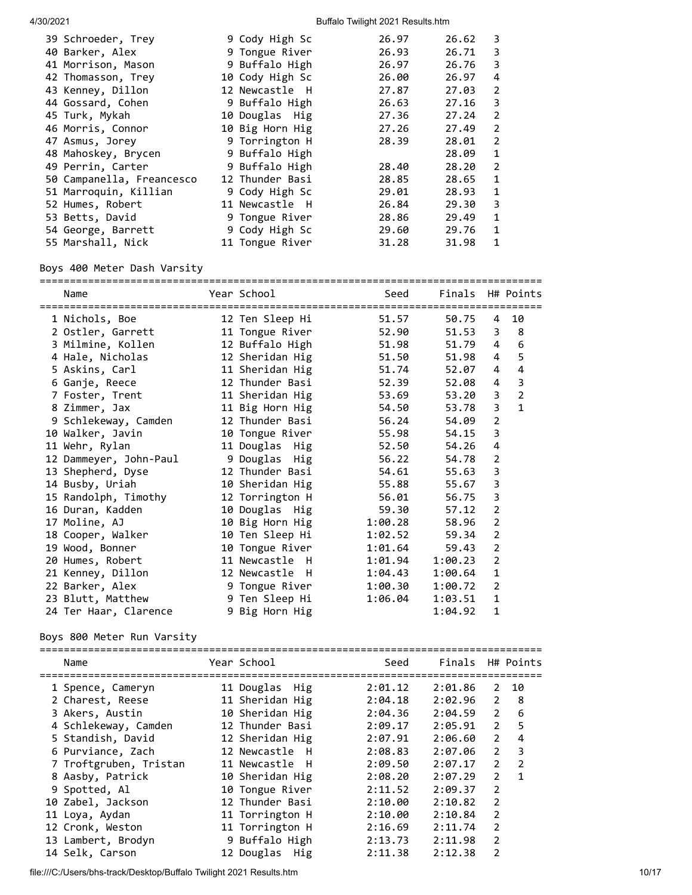| Place | Name | Year | School | Seed | Finals | H# | Points |
|---|---|---|---|---|---|---|---|
| 39 | Schroeder, Trey | 9 | Cody High Sc | 26.97 | 26.62 | 3 | |
| 40 | Barker, Alex | 9 | Tongue River | 26.93 | 26.71 | 3 | |
| 41 | Morrison, Mason | 9 | Buffalo High | 26.97 | 26.76 | 3 | |
| 42 | Thomasson, Trey | 10 | Cody High Sc | 26.00 | 26.97 | 4 | |
| 43 | Kenney, Dillon | 12 | Newcastle H | 27.87 | 27.03 | 2 | |
| 44 | Gossard, Cohen | 9 | Buffalo High | 26.63 | 27.16 | 3 | |
| 45 | Turk, Mykah | 10 | Douglas Hig | 27.36 | 27.24 | 2 | |
| 46 | Morris, Connor | 10 | Big Horn Hig | 27.26 | 27.49 | 2 | |
| 47 | Asmus, Jorey | 9 | Torrington H | 28.39 | 28.01 | 2 | |
| 48 | Mahoskey, Brycen | 9 | Buffalo High | | 28.09 | 1 | |
| 49 | Perrin, Carter | 9 | Buffalo High | 28.40 | 28.20 | 2 | |
| 50 | Campanella, Freancesco | 12 | Thunder Basi | 28.85 | 28.65 | 1 | |
| 51 | Marroquin, Killian | 9 | Cody High Sc | 29.01 | 28.93 | 1 | |
| 52 | Humes, Robert | 11 | Newcastle H | 26.84 | 29.30 | 3 | |
| 53 | Betts, David | 9 | Tongue River | 28.86 | 29.49 | 1 | |
| 54 | George, Barrett | 9 | Cody High Sc | 29.60 | 29.76 | 1 | |
| 55 | Marshall, Nick | 11 | Tongue River | 31.28 | 31.98 | 1 | |

Boys 400 Meter Dash Varsity

| Place | Name | Year | School | Seed | Finals | H# | Points |
|---|---|---|---|---|---|---|---|
| 1 | Nichols, Boe | 12 | Ten Sleep Hi | 51.57 | 50.75 | 4 | 10 |
| 2 | Ostler, Garrett | 11 | Tongue River | 52.90 | 51.53 | 3 | 8 |
| 3 | Milmine, Kollen | 12 | Buffalo High | 51.98 | 51.79 | 4 | 6 |
| 4 | Hale, Nicholas | 12 | Sheridan Hig | 51.50 | 51.98 | 4 | 5 |
| 5 | Askins, Carl | 11 | Sheridan Hig | 51.74 | 52.07 | 4 | 4 |
| 6 | Ganje, Reece | 12 | Thunder Basi | 52.39 | 52.08 | 4 | 3 |
| 7 | Foster, Trent | 11 | Sheridan Hig | 53.69 | 53.20 | 3 | 2 |
| 8 | Zimmer, Jax | 11 | Big Horn Hig | 54.50 | 53.78 | 3 | 1 |
| 9 | Schlekeway, Camden | 12 | Thunder Basi | 56.24 | 54.09 | 2 | |
| 10 | Walker, Javin | 10 | Tongue River | 55.98 | 54.15 | 3 | |
| 11 | Wehr, Rylan | 11 | Douglas Hig | 52.50 | 54.26 | 4 | |
| 12 | Dammeyer, John-Paul | 9 | Douglas Hig | 56.22 | 54.78 | 2 | |
| 13 | Shepherd, Dyse | 12 | Thunder Basi | 54.61 | 55.63 | 3 | |
| 14 | Busby, Uriah | 10 | Sheridan Hig | 55.88 | 55.67 | 3 | |
| 15 | Randolph, Timothy | 12 | Torrington H | 56.01 | 56.75 | 3 | |
| 16 | Duran, Kadden | 10 | Douglas Hig | 59.30 | 57.12 | 2 | |
| 17 | Moline, AJ | 10 | Big Horn Hig | 1:00.28 | 58.96 | 2 | |
| 18 | Cooper, Walker | 10 | Ten Sleep Hi | 1:02.52 | 59.34 | 2 | |
| 19 | Wood, Bonner | 10 | Tongue River | 1:01.64 | 59.43 | 2 | |
| 20 | Humes, Robert | 11 | Newcastle H | 1:01.94 | 1:00.23 | 2 | |
| 21 | Kenney, Dillon | 12 | Newcastle H | 1:04.43 | 1:00.64 | 1 | |
| 22 | Barker, Alex | 9 | Tongue River | 1:00.30 | 1:00.72 | 2 | |
| 23 | Blutt, Matthew | 9 | Ten Sleep Hi | 1:06.04 | 1:03.51 | 1 | |
| 24 | Ter Haar, Clarence | 9 | Big Horn Hig | | 1:04.92 | 1 | |

Boys 800 Meter Run Varsity

| Place | Name | Year | School | Seed | Finals | H# | Points |
|---|---|---|---|---|---|---|---|
| 1 | Spence, Cameryn | 11 | Douglas Hig | 2:01.12 | 2:01.86 | 2 | 10 |
| 2 | Charest, Reese | 11 | Sheridan Hig | 2:04.18 | 2:02.96 | 2 | 8 |
| 3 | Akers, Austin | 10 | Sheridan Hig | 2:04.36 | 2:04.59 | 2 | 6 |
| 4 | Schlekeway, Camden | 12 | Thunder Basi | 2:09.17 | 2:05.91 | 2 | 5 |
| 5 | Standish, David | 12 | Sheridan Hig | 2:07.91 | 2:06.60 | 2 | 4 |
| 6 | Purviance, Zach | 12 | Newcastle H | 2:08.83 | 2:07.06 | 2 | 3 |
| 7 | Troftgruben, Tristan | 11 | Newcastle H | 2:09.50 | 2:07.17 | 2 | 2 |
| 8 | Aasby, Patrick | 10 | Sheridan Hig | 2:08.20 | 2:07.29 | 2 | 1 |
| 9 | Spotted, Al | 10 | Tongue River | 2:11.52 | 2:09.37 | 2 | |
| 10 | Zabel, Jackson | 12 | Thunder Basi | 2:10.00 | 2:10.82 | 2 | |
| 11 | Loya, Aydan | 11 | Torrington H | 2:10.00 | 2:10.84 | 2 | |
| 12 | Cronk, Weston | 11 | Torrington H | 2:16.69 | 2:11.74 | 2 | |
| 13 | Lambert, Brodyn | 9 | Buffalo High | 2:13.73 | 2:11.98 | 2 | |
| 14 | Selk, Carson | 12 | Douglas Hig | 2:11.38 | 2:12.38 | 2 | |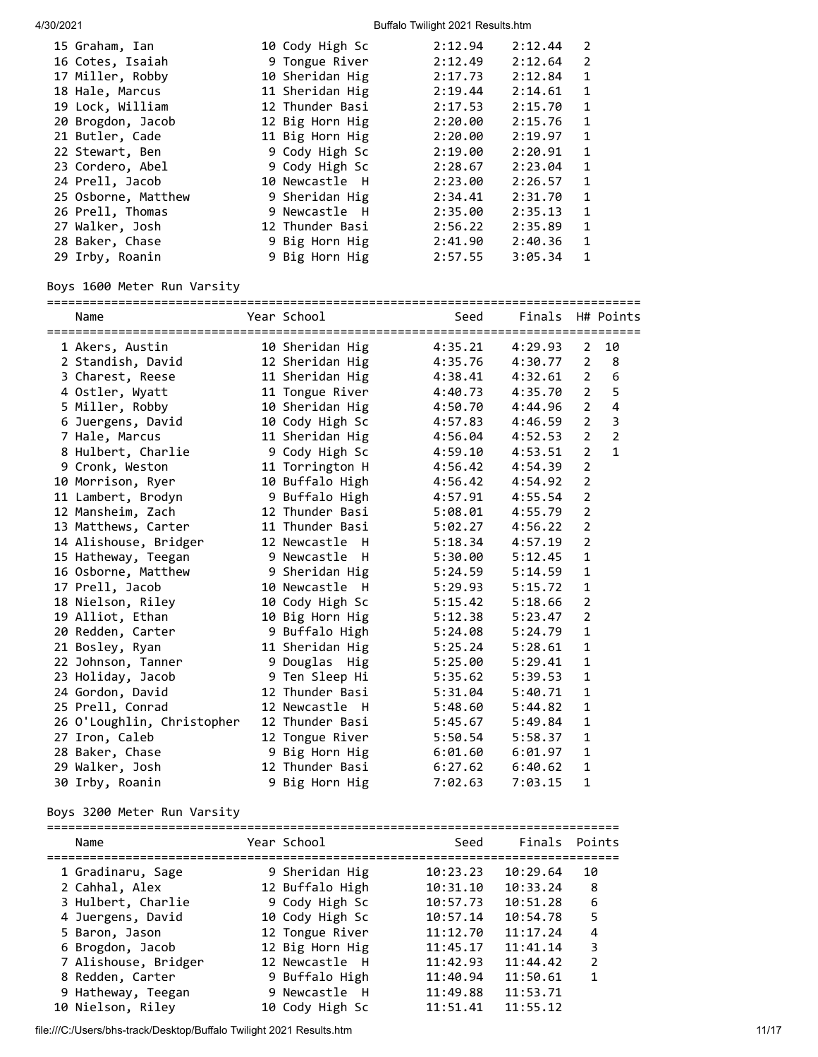| Place | Name | Year | School | Seed | Finals | H# | Points |
|---|---|---|---|---|---|---|---|
| 15 | Graham, Ian | 10 | Cody High Sc | 2:12.94 | 2:12.44 | 2 | |
| 16 | Cotes, Isaiah | 9 | Tongue River | 2:12.49 | 2:12.64 | 2 | |
| 17 | Miller, Robby | 10 | Sheridan Hig | 2:17.73 | 2:12.84 | 1 | |
| 18 | Hale, Marcus | 11 | Sheridan Hig | 2:19.44 | 2:14.61 | 1 | |
| 19 | Lock, William | 12 | Thunder Basi | 2:17.53 | 2:15.70 | 1 | |
| 20 | Brogdon, Jacob | 12 | Big Horn Hig | 2:20.00 | 2:15.76 | 1 | |
| 21 | Butler, Cade | 11 | Big Horn Hig | 2:20.00 | 2:19.97 | 1 | |
| 22 | Stewart, Ben | 9 | Cody High Sc | 2:19.00 | 2:20.91 | 1 | |
| 23 | Cordero, Abel | 9 | Cody High Sc | 2:28.67 | 2:23.04 | 1 | |
| 24 | Prell, Jacob | 10 | Newcastle H | 2:23.00 | 2:26.57 | 1 | |
| 25 | Osborne, Matthew | 9 | Sheridan Hig | 2:34.41 | 2:31.70 | 1 | |
| 26 | Prell, Thomas | 9 | Newcastle H | 2:35.00 | 2:35.13 | 1 | |
| 27 | Walker, Josh | 12 | Thunder Basi | 2:56.22 | 2:35.89 | 1 | |
| 28 | Baker, Chase | 9 | Big Horn Hig | 2:41.90 | 2:40.36 | 1 | |
| 29 | Irby, Roanin | 9 | Big Horn Hig | 2:57.55 | 3:05.34 | 1 | |

## Boys 1600 Meter Run Varsity

| Place | Name | Year | School | Seed | Finals | H# | Points |
|---|---|---|---|---|---|---|---|
| 1 | Akers, Austin | 10 | Sheridan Hig | 4:35.21 | 4:29.93 | 2 | 10 |
| 2 | Standish, David | 12 | Sheridan Hig | 4:35.76 | 4:30.77 | 2 | 8 |
| 3 | Charest, Reese | 11 | Sheridan Hig | 4:38.41 | 4:32.61 | 2 | 6 |
| 4 | Ostler, Wyatt | 11 | Tongue River | 4:40.73 | 4:35.70 | 2 | 5 |
| 5 | Miller, Robby | 10 | Sheridan Hig | 4:50.70 | 4:44.96 | 2 | 4 |
| 6 | Juergens, David | 10 | Cody High Sc | 4:57.83 | 4:46.59 | 2 | 3 |
| 7 | Hale, Marcus | 11 | Sheridan Hig | 4:56.04 | 4:52.53 | 2 | 2 |
| 8 | Hulbert, Charlie | 9 | Cody High Sc | 4:59.10 | 4:53.51 | 2 | 1 |
| 9 | Cronk, Weston | 11 | Torrington H | 4:56.42 | 4:54.39 | 2 | |
| 10 | Morrison, Ryer | 10 | Buffalo High | 4:56.42 | 4:54.92 | 2 | |
| 11 | Lambert, Brodyn | 9 | Buffalo High | 4:57.91 | 4:55.54 | 2 | |
| 12 | Mansheim, Zach | 12 | Thunder Basi | 5:08.01 | 4:55.79 | 2 | |
| 13 | Matthews, Carter | 11 | Thunder Basi | 5:02.27 | 4:56.22 | 2 | |
| 14 | Alishouse, Bridger | 12 | Newcastle H | 5:18.34 | 4:57.19 | 2 | |
| 15 | Hatheway, Teegan | 9 | Newcastle H | 5:30.00 | 5:12.45 | 1 | |
| 16 | Osborne, Matthew | 9 | Sheridan Hig | 5:24.59 | 5:14.59 | 1 | |
| 17 | Prell, Jacob | 10 | Newcastle H | 5:29.93 | 5:15.72 | 1 | |
| 18 | Nielson, Riley | 10 | Cody High Sc | 5:15.42 | 5:18.66 | 2 | |
| 19 | Alliot, Ethan | 10 | Big Horn Hig | 5:12.38 | 5:23.47 | 2 | |
| 20 | Redden, Carter | 9 | Buffalo High | 5:24.08 | 5:24.79 | 1 | |
| 21 | Bosley, Ryan | 11 | Sheridan Hig | 5:25.24 | 5:28.61 | 1 | |
| 22 | Johnson, Tanner | 9 | Douglas Hig | 5:25.00 | 5:29.41 | 1 | |
| 23 | Holiday, Jacob | 9 | Ten Sleep Hi | 5:35.62 | 5:39.53 | 1 | |
| 24 | Gordon, David | 12 | Thunder Basi | 5:31.04 | 5:40.71 | 1 | |
| 25 | Prell, Conrad | 12 | Newcastle H | 5:48.60 | 5:44.82 | 1 | |
| 26 | O'Loughlin, Christopher | 12 | Thunder Basi | 5:45.67 | 5:49.84 | 1 | |
| 27 | Iron, Caleb | 12 | Tongue River | 5:50.54 | 5:58.37 | 1 | |
| 28 | Baker, Chase | 9 | Big Horn Hig | 6:01.60 | 6:01.97 | 1 | |
| 29 | Walker, Josh | 12 | Thunder Basi | 6:27.62 | 6:40.62 | 1 | |
| 30 | Irby, Roanin | 9 | Big Horn Hig | 7:02.63 | 7:03.15 | 1 | |

## Boys 3200 Meter Run Varsity

| Place | Name | Year | School | Seed | Finals | Points |
|---|---|---|---|---|---|---|
| 1 | Gradinaru, Sage | 9 | Sheridan Hig | 10:23.23 | 10:29.64 | 10 |
| 2 | Cahhal, Alex | 12 | Buffalo High | 10:31.10 | 10:33.24 | 8 |
| 3 | Hulbert, Charlie | 9 | Cody High Sc | 10:57.73 | 10:51.28 | 6 |
| 4 | Juergens, David | 10 | Cody High Sc | 10:57.14 | 10:54.78 | 5 |
| 5 | Baron, Jason | 12 | Tongue River | 11:12.70 | 11:17.24 | 4 |
| 6 | Brogdon, Jacob | 12 | Big Horn Hig | 11:45.17 | 11:41.14 | 3 |
| 7 | Alishouse, Bridger | 12 | Newcastle H | 11:42.93 | 11:44.42 | 2 |
| 8 | Redden, Carter | 9 | Buffalo High | 11:40.94 | 11:50.61 | 1 |
| 9 | Hatheway, Teegan | 9 | Newcastle H | 11:49.88 | 11:53.71 | |
| 10 | Nielson, Riley | 10 | Cody High Sc | 11:51.41 | 11:55.12 | |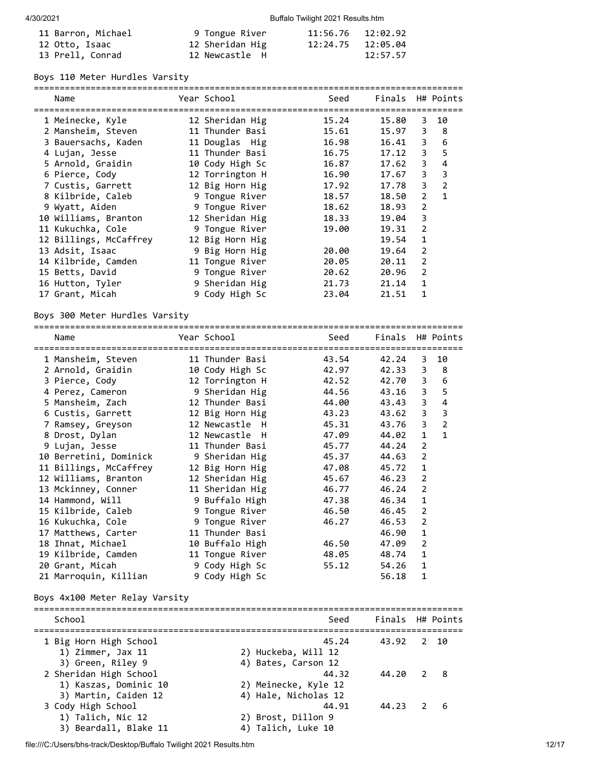| Place | Name | Year | School | Seed | Finals |
|---|---|---|---|---|---|
| 11 | Barron, Michael | 9 | Tongue River | 11:56.76 | 12:02.92 |
| 12 | Otto, Isaac | 12 | Sheridan Hig | 12:24.75 | 12:05.04 |
| 13 | Prell, Conrad | 12 | Newcastle H | | 12:57.57 |

## Boys 110 Meter Hurdles Varsity

| Place | Name | Year | School | Seed | Finals | H# | Points |
|---|---|---|---|---|---|---|---|
| 1 | Meinecke, Kyle | 12 | Sheridan Hig | 15.24 | 15.80 | 3 | 10 |
| 2 | Mansheim, Steven | 11 | Thunder Basi | 15.61 | 15.97 | 3 | 8 |
| 3 | Bauersachs, Kaden | 11 | Douglas Hig | 16.98 | 16.41 | 3 | 6 |
| 4 | Lujan, Jesse | 11 | Thunder Basi | 16.75 | 17.12 | 3 | 5 |
| 5 | Arnold, Graidin | 10 | Cody High Sc | 16.87 | 17.62 | 3 | 4 |
| 6 | Pierce, Cody | 12 | Torrington H | 16.90 | 17.67 | 3 | 3 |
| 7 | Custis, Garrett | 12 | Big Horn Hig | 17.92 | 17.78 | 3 | 2 |
| 8 | Kilbride, Caleb | 9 | Tongue River | 18.57 | 18.50 | 2 | 1 |
| 9 | Wyatt, Aiden | 9 | Tongue River | 18.62 | 18.93 | 2 | |
| 10 | Williams, Branton | 12 | Sheridan Hig | 18.33 | 19.04 | 3 | |
| 11 | Kukuchka, Cole | 9 | Tongue River | 19.00 | 19.31 | 2 | |
| 12 | Billings, McCaffrey | 12 | Big Horn Hig | | 19.54 | 1 | |
| 13 | Adsit, Isaac | 9 | Big Horn Hig | 20.00 | 19.64 | 2 | |
| 14 | Kilbride, Camden | 11 | Tongue River | 20.05 | 20.11 | 2 | |
| 15 | Betts, David | 9 | Tongue River | 20.62 | 20.96 | 2 | |
| 16 | Hutton, Tyler | 9 | Sheridan Hig | 21.73 | 21.14 | 1 | |
| 17 | Grant, Micah | 9 | Cody High Sc | 23.04 | 21.51 | 1 | |

## Boys 300 Meter Hurdles Varsity

| Place | Name | Year | School | Seed | Finals | H# | Points |
|---|---|---|---|---|---|---|---|
| 1 | Mansheim, Steven | 11 | Thunder Basi | 43.54 | 42.24 | 3 | 10 |
| 2 | Arnold, Graidin | 10 | Cody High Sc | 42.97 | 42.33 | 3 | 8 |
| 3 | Pierce, Cody | 12 | Torrington H | 42.52 | 42.70 | 3 | 6 |
| 4 | Perez, Cameron | 9 | Sheridan Hig | 44.56 | 43.16 | 3 | 5 |
| 5 | Mansheim, Zach | 12 | Thunder Basi | 44.00 | 43.43 | 3 | 4 |
| 6 | Custis, Garrett | 12 | Big Horn Hig | 43.23 | 43.62 | 3 | 3 |
| 7 | Ramsey, Greyson | 12 | Newcastle H | 45.31 | 43.76 | 3 | 2 |
| 8 | Drost, Dylan | 12 | Newcastle H | 47.09 | 44.02 | 1 | 1 |
| 9 | Lujan, Jesse | 11 | Thunder Basi | 45.77 | 44.24 | 2 | |
| 10 | Berretini, Dominick | 9 | Sheridan Hig | 45.37 | 44.63 | 2 | |
| 11 | Billings, McCaffrey | 12 | Big Horn Hig | 47.08 | 45.72 | 1 | |
| 12 | Williams, Branton | 12 | Sheridan Hig | 45.67 | 46.23 | 2 | |
| 13 | Mckinney, Conner | 11 | Sheridan Hig | 46.77 | 46.24 | 2 | |
| 14 | Hammond, Will | 9 | Buffalo High | 47.38 | 46.34 | 1 | |
| 15 | Kilbride, Caleb | 9 | Tongue River | 46.50 | 46.45 | 2 | |
| 16 | Kukuchka, Cole | 9 | Tongue River | 46.27 | 46.53 | 2 | |
| 17 | Matthews, Carter | 11 | Thunder Basi | | 46.90 | 1 | |
| 18 | Ihnat, Michael | 10 | Buffalo High | 46.50 | 47.09 | 2 | |
| 19 | Kilbride, Camden | 11 | Tongue River | 48.05 | 48.74 | 1 | |
| 20 | Grant, Micah | 9 | Cody High Sc | 55.12 | 54.26 | 1 | |
| 21 | Marroquin, Killian | 9 | Cody High Sc | | 56.18 | 1 | |

## Boys 4x100 Meter Relay Varsity

| Place | School | Seed | Finals | H# | Points |
|---|---|---|---|---|---|
| 1 | Big Horn High School | 45.24 | 43.92 | 2 | 10 |
| | 1) Zimmer, Jax 11; 2) Huckeba, Will 12; 3) Green, Riley 9; 4) Bates, Carson 12 | | | | |
| 2 | Sheridan High School | 44.32 | 44.20 | 2 | 8 |
| | 1) Kaszas, Dominic 10; 2) Meinecke, Kyle 12; 3) Martin, Caiden 12; 4) Hale, Nicholas 12 | | | | |
| 3 | Cody High School | 44.91 | 44.23 | 2 | 6 |
| | 1) Talich, Nic 12; 2) Brost, Dillon 9; 3) Beardall, Blake 11; 4) Talich, Luke 10 | | | | |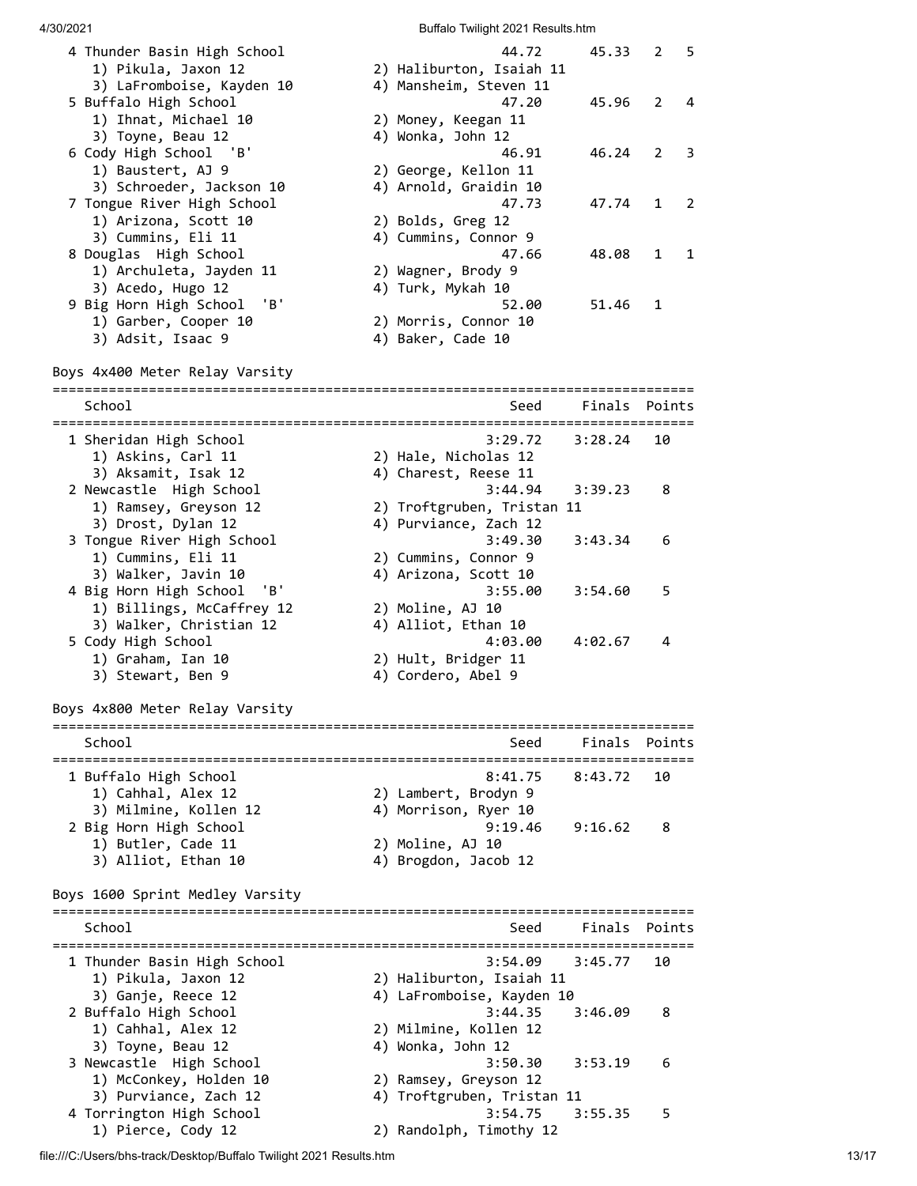```
  4 Thunder Basin High School                           44.72      45.33   2    5
     1) Pikula, Jaxon 12               2) Haliburton, Isaiah 11
     3) LaFromboise, Kayden 10         4) Mansheim, Steven 11
  5 Buffalo High School                                 47.20      45.96   2    4
     1) Ihnat, Michael 10              2) Money, Keegan 11
     3) Toyne, Beau 12                 4) Wonka, John 12
  6 Cody High School  'B'                               46.91      46.24   2    3
     1) Baustert, AJ 9                 2) George, Kellon 11
     3) Schroeder, Jackson 10          4) Arnold, Graidin 10
  7 Tongue River High School                            47.73      47.74   1    2
     1) Arizona, Scott 10              2) Bolds, Greg 12
     3) Cummins, Eli 11                4) Cummins, Connor 9
  8 Douglas  High School                                47.66      48.08   1    1
     1) Archuleta, Jayden 11           2) Wagner, Brody 9
     3) Acedo, Hugo 12                 4) Turk, Mykah 10
  9 Big Horn High School  'B'                           52.00      51.46   1
     1) Garber, Cooper 10              2) Morris, Connor 10
     3) Adsit, Isaac 9                 4) Baker, Cade 10
```

## Boys 4x400 Meter Relay Varsity

```
================================================================================
    School                                               Seed     Finals  Points
================================================================================
  1 Sheridan High School                              3:29.72    3:28.24   10
     1) Askins, Carl 11                2) Hale, Nicholas 12
     3) Aksamit, Isak 12               4) Charest, Reese 11
  2 Newcastle  High School                            3:44.94    3:39.23    8
     1) Ramsey, Greyson 12             2) Troftgruben, Tristan 11
     3) Drost, Dylan 12                4) Purviance, Zach 12
  3 Tongue River High School                          3:49.30    3:43.34    6
     1) Cummins, Eli 11                2) Cummins, Connor 9
     3) Walker, Javin 10               4) Arizona, Scott 10
  4 Big Horn High School  'B'                         3:55.00    3:54.60    5
     1) Billings, McCaffrey 12         2) Moline, AJ 10
     3) Walker, Christian 12           4) Alliot, Ethan 10
  5 Cody High School                                  4:03.00    4:02.67    4
     1) Graham, Ian 10                 2) Hult, Bridger 11
     3) Stewart, Ben 9                 4) Cordero, Abel 9
```

## Boys 4x800 Meter Relay Varsity

```
================================================================================
    School                                               Seed     Finals  Points
================================================================================
  1 Buffalo High School                               8:41.75    8:43.72   10
     1) Cahhal, Alex 12                2) Lambert, Brodyn 9
     3) Milmine, Kollen 12             4) Morrison, Ryer 10
  2 Big Horn High School                              9:19.46    9:16.62    8
     1) Butler, Cade 11                2) Moline, AJ 10
     3) Alliot, Ethan 10               4) Brogdon, Jacob 12
```

## Boys 1600 Sprint Medley Varsity

```
================================================================================
    School                                               Seed     Finals  Points
================================================================================
  1 Thunder Basin High School                         3:54.09    3:45.77   10
     1) Pikula, Jaxon 12               2) Haliburton, Isaiah 11
     3) Ganje, Reece 12                4) LaFromboise, Kayden 10
  2 Buffalo High School                               3:44.35    3:46.09    8
     1) Cahhal, Alex 12                2) Milmine, Kollen 12
     3) Toyne, Beau 12                 4) Wonka, John 12
  3 Newcastle  High School                            3:50.30    3:53.19    6
     1) McConkey, Holden 10            2) Ramsey, Greyson 12
     3) Purviance, Zach 12             4) Troftgruben, Tristan 11
  4 Torrington High School                            3:54.75    3:55.35    5
     1) Pierce, Cody 12                2) Randolph, Timothy 12
```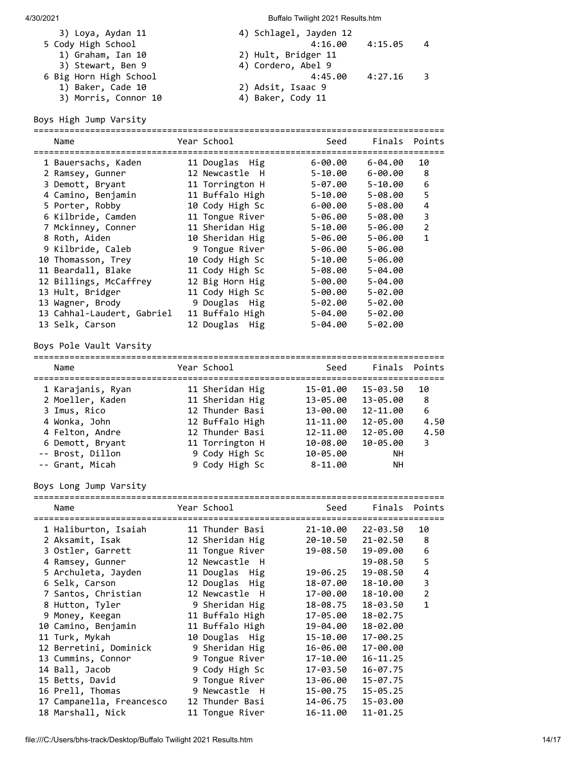3) Loya, Aydan 11 | 4) Schlagel, Jayden 12

| Place | School | Seed | Finals | Points |
|---|---|---|---|---|
| 5 | Cody High School | 4:16.00 | 4:15.05 | 4 |

1) Graham, Ian 10 | 2) Hult, Bridger 11
3) Stewart, Ben 9 | 4) Cordero, Abel 9

| Place | School | Seed | Finals | Points |
|---|---|---|---|---|
| 6 | Big Horn High School | 4:45.00 | 4:27.16 | 3 |

1) Baker, Cade 10 | 2) Adsit, Isaac 9
3) Morris, Connor 10 | 4) Baker, Cody 11

## Boys High Jump Varsity

| | Name | Year | School | Seed | Finals | Points |
|---|---|---|---|---|---|---|
| 1 | Bauersachs, Kaden | 11 | Douglas Hig | 6-00.00 | 6-04.00 | 10 |
| 2 | Ramsey, Gunner | 12 | Newcastle H | 5-10.00 | 6-00.00 | 8 |
| 3 | Demott, Bryant | 11 | Torrington H | 5-07.00 | 5-10.00 | 6 |
| 4 | Camino, Benjamin | 11 | Buffalo High | 5-10.00 | 5-08.00 | 5 |
| 5 | Porter, Robby | 10 | Cody High Sc | 6-00.00 | 5-08.00 | 4 |
| 6 | Kilbride, Camden | 11 | Tongue River | 5-06.00 | 5-08.00 | 3 |
| 7 | Mckinney, Conner | 11 | Sheridan Hig | 5-10.00 | 5-06.00 | 2 |
| 8 | Roth, Aiden | 10 | Sheridan Hig | 5-06.00 | 5-06.00 | 1 |
| 9 | Kilbride, Caleb | 9 | Tongue River | 5-06.00 | 5-06.00 | |
| 10 | Thomasson, Trey | 10 | Cody High Sc | 5-10.00 | 5-06.00 | |
| 11 | Beardall, Blake | 11 | Cody High Sc | 5-08.00 | 5-04.00 | |
| 12 | Billings, McCaffrey | 12 | Big Horn Hig | 5-00.00 | 5-04.00 | |
| 13 | Hult, Bridger | 11 | Cody High Sc | 5-00.00 | 5-02.00 | |
| 13 | Wagner, Brody | 9 | Douglas Hig | 5-02.00 | 5-02.00 | |
| 13 | Cahhal-Laudert, Gabriel | 11 | Buffalo High | 5-04.00 | 5-02.00 | |
| 13 | Selk, Carson | 12 | Douglas Hig | 5-04.00 | 5-02.00 | |

## Boys Pole Vault Varsity

| | Name | Year | School | Seed | Finals | Points |
|---|---|---|---|---|---|---|
| 1 | Karajanis, Ryan | 11 | Sheridan Hig | 15-01.00 | 15-03.50 | 10 |
| 2 | Moeller, Kaden | 11 | Sheridan Hig | 13-05.00 | 13-05.00 | 8 |
| 3 | Imus, Rico | 12 | Thunder Basi | 13-00.00 | 12-11.00 | 6 |
| 4 | Wonka, John | 12 | Buffalo High | 11-11.00 | 12-05.00 | 4.50 |
| 4 | Felton, Andre | 12 | Thunder Basi | 12-11.00 | 12-05.00 | 4.50 |
| 6 | Demott, Bryant | 11 | Torrington H | 10-08.00 | 10-05.00 | 3 |
| -- | Brost, Dillon | 9 | Cody High Sc | 10-05.00 | NH | |
| -- | Grant, Micah | 9 | Cody High Sc | 8-11.00 | NH | |

## Boys Long Jump Varsity

| | Name | Year | School | Seed | Finals | Points |
|---|---|---|---|---|---|---|
| 1 | Haliburton, Isaiah | 11 | Thunder Basi | 21-10.00 | 22-03.50 | 10 |
| 2 | Aksamit, Isak | 12 | Sheridan Hig | 20-10.50 | 21-02.50 | 8 |
| 3 | Ostler, Garrett | 11 | Tongue River | 19-08.50 | 19-09.00 | 6 |
| 4 | Ramsey, Gunner | 12 | Newcastle H | | 19-08.50 | 5 |
| 5 | Archuleta, Jayden | 11 | Douglas Hig | 19-06.25 | 19-08.50 | 4 |
| 6 | Selk, Carson | 12 | Douglas Hig | 18-07.00 | 18-10.00 | 3 |
| 7 | Santos, Christian | 12 | Newcastle H | 17-00.00 | 18-10.00 | 2 |
| 8 | Hutton, Tyler | 9 | Sheridan Hig | 18-08.75 | 18-03.50 | 1 |
| 9 | Money, Keegan | 11 | Buffalo High | 17-05.00 | 18-02.75 | |
| 10 | Camino, Benjamin | 11 | Buffalo High | 19-04.00 | 18-02.00 | |
| 11 | Turk, Mykah | 10 | Douglas Hig | 15-10.00 | 17-00.25 | |
| 12 | Berretini, Dominick | 9 | Sheridan Hig | 16-06.00 | 17-00.00 | |
| 13 | Cummins, Connor | 9 | Tongue River | 17-10.00 | 16-11.25 | |
| 14 | Ball, Jacob | 9 | Cody High Sc | 17-03.50 | 16-07.75 | |
| 15 | Betts, David | 9 | Tongue River | 13-06.00 | 15-07.75 | |
| 16 | Prell, Thomas | 9 | Newcastle H | 15-00.75 | 15-05.25 | |
| 17 | Campanella, Freancesco | 12 | Thunder Basi | 14-06.75 | 15-03.00 | |
| 18 | Marshall, Nick | 11 | Tongue River | 16-11.00 | 11-01.25 | |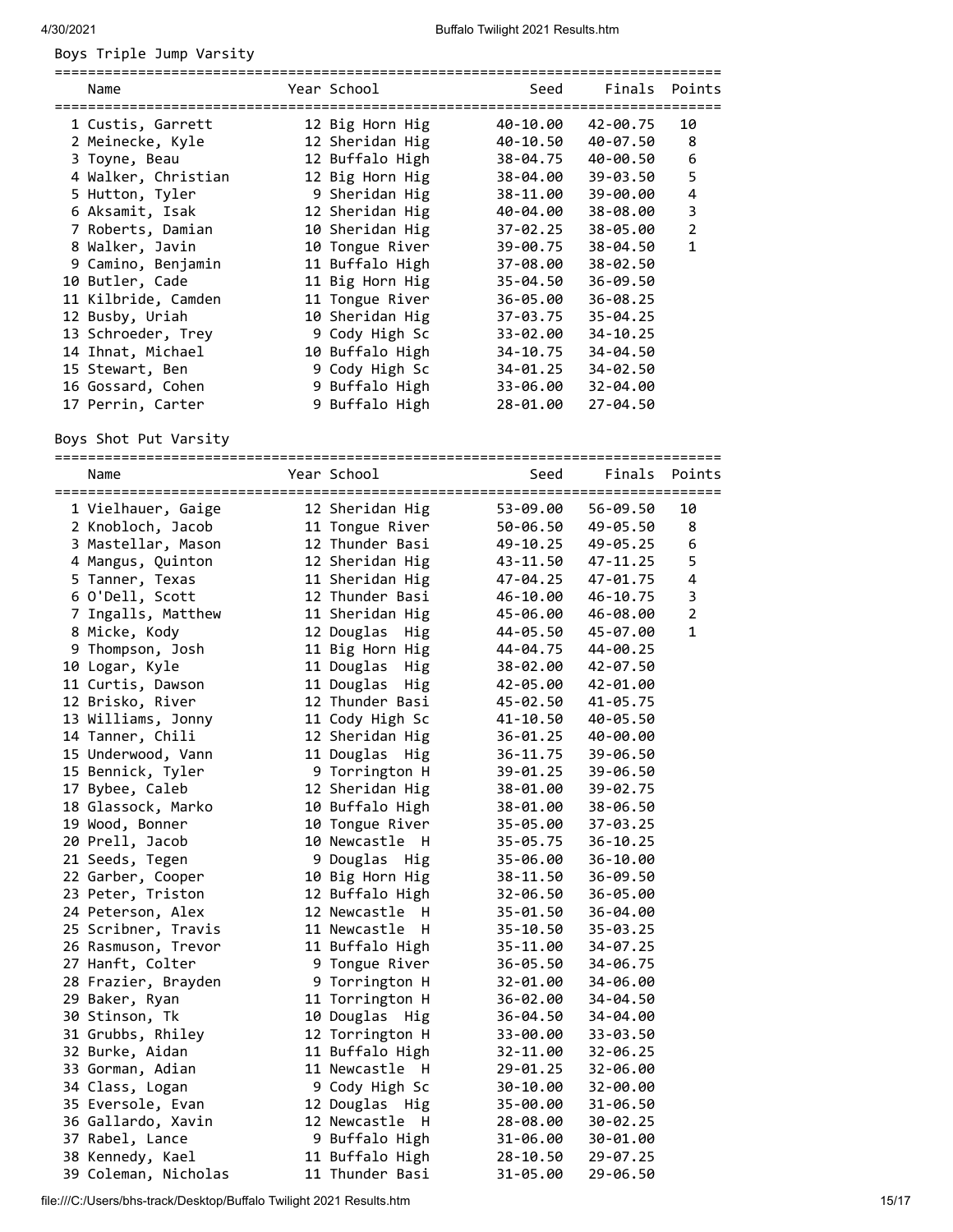## Boys Triple Jump Varsity

| Place | Name | Year | School | Seed | Finals | Points |
|---|---|---|---|---|---|---|
| 1 | Custis, Garrett | 12 | Big Horn Hig | 40-10.00 | 42-00.75 | 10 |
| 2 | Meinecke, Kyle | 12 | Sheridan Hig | 40-10.50 | 40-07.50 | 8 |
| 3 | Toyne, Beau | 12 | Buffalo High | 38-04.75 | 40-00.50 | 6 |
| 4 | Walker, Christian | 12 | Big Horn Hig | 38-04.00 | 39-03.50 | 5 |
| 5 | Hutton, Tyler | 9 | Sheridan Hig | 38-11.00 | 39-00.00 | 4 |
| 6 | Aksamit, Isak | 12 | Sheridan Hig | 40-04.00 | 38-08.00 | 3 |
| 7 | Roberts, Damian | 10 | Sheridan Hig | 37-02.25 | 38-05.00 | 2 |
| 8 | Walker, Javin | 10 | Tongue River | 39-00.75 | 38-04.50 | 1 |
| 9 | Camino, Benjamin | 11 | Buffalo High | 37-08.00 | 38-02.50 | |
| 10 | Butler, Cade | 11 | Big Horn Hig | 35-04.50 | 36-09.50 | |
| 11 | Kilbride, Camden | 11 | Tongue River | 36-05.00 | 36-08.25 | |
| 12 | Busby, Uriah | 10 | Sheridan Hig | 37-03.75 | 35-04.25 | |
| 13 | Schroeder, Trey | 9 | Cody High Sc | 33-02.00 | 34-10.25 | |
| 14 | Ihnat, Michael | 10 | Buffalo High | 34-10.75 | 34-04.50 | |
| 15 | Stewart, Ben | 9 | Cody High Sc | 34-01.25 | 34-02.50 | |
| 16 | Gossard, Cohen | 9 | Buffalo High | 33-06.00 | 32-04.00 | |
| 17 | Perrin, Carter | 9 | Buffalo High | 28-01.00 | 27-04.50 | |

## Boys Shot Put Varsity

| Place | Name | Year | School | Seed | Finals | Points |
|---|---|---|---|---|---|---|
| 1 | Vielhauer, Gaige | 12 | Sheridan Hig | 53-09.00 | 56-09.50 | 10 |
| 2 | Knobloch, Jacob | 11 | Tongue River | 50-06.50 | 49-05.50 | 8 |
| 3 | Mastellar, Mason | 12 | Thunder Basi | 49-10.25 | 49-05.25 | 6 |
| 4 | Mangus, Quinton | 12 | Sheridan Hig | 43-11.50 | 47-11.25 | 5 |
| 5 | Tanner, Texas | 11 | Sheridan Hig | 47-04.25 | 47-01.75 | 4 |
| 6 | O'Dell, Scott | 12 | Thunder Basi | 46-10.00 | 46-10.75 | 3 |
| 7 | Ingalls, Matthew | 11 | Sheridan Hig | 45-06.00 | 46-08.00 | 2 |
| 8 | Micke, Kody | 12 | Douglas Hig | 44-05.50 | 45-07.00 | 1 |
| 9 | Thompson, Josh | 11 | Big Horn Hig | 44-04.75 | 44-00.25 | |
| 10 | Logar, Kyle | 11 | Douglas Hig | 38-02.00 | 42-07.50 | |
| 11 | Curtis, Dawson | 11 | Douglas Hig | 42-05.00 | 42-01.00 | |
| 12 | Brisko, River | 12 | Thunder Basi | 45-02.50 | 41-05.75 | |
| 13 | Williams, Jonny | 11 | Cody High Sc | 41-10.50 | 40-05.50 | |
| 14 | Tanner, Chili | 12 | Sheridan Hig | 36-01.25 | 40-00.00 | |
| 15 | Underwood, Vann | 11 | Douglas Hig | 36-11.75 | 39-06.50 | |
| 15 | Bennick, Tyler | 9 | Torrington H | 39-01.25 | 39-06.50 | |
| 17 | Bybee, Caleb | 12 | Sheridan Hig | 38-01.00 | 39-02.75 | |
| 18 | Glassock, Marko | 10 | Buffalo High | 38-01.00 | 38-06.50 | |
| 19 | Wood, Bonner | 10 | Tongue River | 35-05.00 | 37-03.25 | |
| 20 | Prell, Jacob | 10 | Newcastle H | 35-05.75 | 36-10.25 | |
| 21 | Seeds, Tegen | 9 | Douglas Hig | 35-06.00 | 36-10.00 | |
| 22 | Garber, Cooper | 10 | Big Horn Hig | 38-11.50 | 36-09.50 | |
| 23 | Peter, Triston | 12 | Buffalo High | 32-06.50 | 36-05.00 | |
| 24 | Peterson, Alex | 12 | Newcastle H | 35-01.50 | 36-04.00 | |
| 25 | Scribner, Travis | 11 | Newcastle H | 35-10.50 | 35-03.25 | |
| 26 | Rasmuson, Trevor | 11 | Buffalo High | 35-11.00 | 34-07.25 | |
| 27 | Hanft, Colter | 9 | Tongue River | 36-05.50 | 34-06.75 | |
| 28 | Frazier, Brayden | 9 | Torrington H | 32-01.00 | 34-06.00 | |
| 29 | Baker, Ryan | 11 | Torrington H | 36-02.00 | 34-04.50 | |
| 30 | Stinson, Tk | 10 | Douglas Hig | 36-04.50 | 34-04.00 | |
| 31 | Grubbs, Rhiley | 12 | Torrington H | 33-00.00 | 33-03.50 | |
| 32 | Burke, Aidan | 11 | Buffalo High | 32-11.00 | 32-06.25 | |
| 33 | Gorman, Adian | 11 | Newcastle H | 29-01.25 | 32-06.00 | |
| 34 | Class, Logan | 9 | Cody High Sc | 30-10.00 | 32-00.00 | |
| 35 | Eversole, Evan | 12 | Douglas Hig | 35-00.00 | 31-06.50 | |
| 36 | Gallardo, Xavin | 12 | Newcastle H | 28-08.00 | 30-02.25 | |
| 37 | Rabel, Lance | 9 | Buffalo High | 31-06.00 | 30-01.00 | |
| 38 | Kennedy, Kael | 11 | Buffalo High | 28-10.50 | 29-07.25 | |
| 39 | Coleman, Nicholas | 11 | Thunder Basi | 31-05.00 | 29-06.50 | |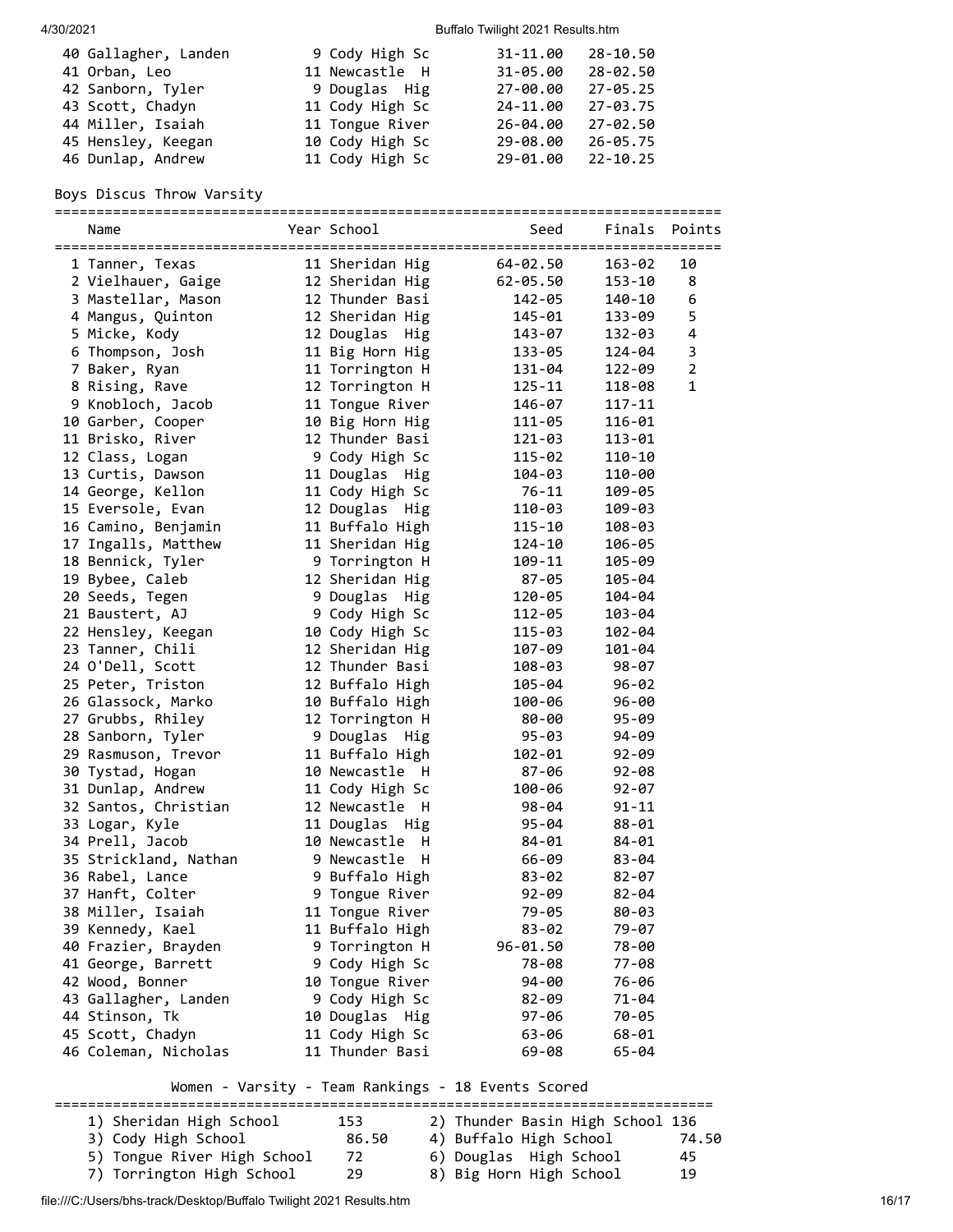| Name | Year | School | Seed | Finals |
|---|---|---|---|---|
| 40 Gallagher, Landen | 9 | Cody High Sc | 31-11.00 | 28-10.50 |
| 41 Orban, Leo | 11 | Newcastle H | 31-05.00 | 28-02.50 |
| 42 Sanborn, Tyler | 9 | Douglas Hig | 27-00.00 | 27-05.25 |
| 43 Scott, Chadyn | 11 | Cody High Sc | 24-11.00 | 27-03.75 |
| 44 Miller, Isaiah | 11 | Tongue River | 26-04.00 | 27-02.50 |
| 45 Hensley, Keegan | 10 | Cody High Sc | 29-08.00 | 26-05.75 |
| 46 Dunlap, Andrew | 11 | Cody High Sc | 29-01.00 | 22-10.25 |

## Boys Discus Throw Varsity

| Name | Year | School | Seed | Finals | Points |
|---|---|---|---|---|---|
| 1 Tanner, Texas | 11 | Sheridan Hig | 64-02.50 | 163-02 | 10 |
| 2 Vielhauer, Gaige | 12 | Sheridan Hig | 62-05.50 | 153-10 | 8 |
| 3 Mastellar, Mason | 12 | Thunder Basi | 142-05 | 140-10 | 6 |
| 4 Mangus, Quinton | 12 | Sheridan Hig | 145-01 | 133-09 | 5 |
| 5 Micke, Kody | 12 | Douglas Hig | 143-07 | 132-03 | 4 |
| 6 Thompson, Josh | 11 | Big Horn Hig | 133-05 | 124-04 | 3 |
| 7 Baker, Ryan | 11 | Torrington H | 131-04 | 122-09 | 2 |
| 8 Rising, Rave | 12 | Torrington H | 125-11 | 118-08 | 1 |
| 9 Knobloch, Jacob | 11 | Tongue River | 146-07 | 117-11 | |
| 10 Garber, Cooper | 10 | Big Horn Hig | 111-05 | 116-01 | |
| 11 Brisko, River | 12 | Thunder Basi | 121-03 | 113-01 | |
| 12 Class, Logan | 9 | Cody High Sc | 115-02 | 110-10 | |
| 13 Curtis, Dawson | 11 | Douglas Hig | 104-03 | 110-00 | |
| 14 George, Kellon | 11 | Cody High Sc | 76-11 | 109-05 | |
| 15 Eversole, Evan | 12 | Douglas Hig | 110-03 | 109-03 | |
| 16 Camino, Benjamin | 11 | Buffalo High | 115-10 | 108-03 | |
| 17 Ingalls, Matthew | 11 | Sheridan Hig | 124-10 | 106-05 | |
| 18 Bennick, Tyler | 9 | Torrington H | 109-11 | 105-09 | |
| 19 Bybee, Caleb | 12 | Sheridan Hig | 87-05 | 105-04 | |
| 20 Seeds, Tegen | 9 | Douglas Hig | 120-05 | 104-04 | |
| 21 Baustert, AJ | 9 | Cody High Sc | 112-05 | 103-04 | |
| 22 Hensley, Keegan | 10 | Cody High Sc | 115-03 | 102-04 | |
| 23 Tanner, Chili | 12 | Sheridan Hig | 107-09 | 101-04 | |
| 24 O'Dell, Scott | 12 | Thunder Basi | 108-03 | 98-07 | |
| 25 Peter, Triston | 12 | Buffalo High | 105-04 | 96-02 | |
| 26 Glassock, Marko | 10 | Buffalo High | 100-06 | 96-00 | |
| 27 Grubbs, Rhiley | 12 | Torrington H | 80-00 | 95-09 | |
| 28 Sanborn, Tyler | 9 | Douglas Hig | 95-03 | 94-09 | |
| 29 Rasmuson, Trevor | 11 | Buffalo High | 102-01 | 92-09 | |
| 30 Tystad, Hogan | 10 | Newcastle H | 87-06 | 92-08 | |
| 31 Dunlap, Andrew | 11 | Cody High Sc | 100-06 | 92-07 | |
| 32 Santos, Christian | 12 | Newcastle H | 98-04 | 91-11 | |
| 33 Logar, Kyle | 11 | Douglas Hig | 95-04 | 88-01 | |
| 34 Prell, Jacob | 10 | Newcastle H | 84-01 | 84-01 | |
| 35 Strickland, Nathan | 9 | Newcastle H | 66-09 | 83-04 | |
| 36 Rabel, Lance | 9 | Buffalo High | 83-02 | 82-07 | |
| 37 Hanft, Colter | 9 | Tongue River | 92-09 | 82-04 | |
| 38 Miller, Isaiah | 11 | Tongue River | 79-05 | 80-03 | |
| 39 Kennedy, Kael | 11 | Buffalo High | 83-02 | 79-07 | |
| 40 Frazier, Brayden | 9 | Torrington H | 96-01.50 | 78-00 | |
| 41 George, Barrett | 9 | Cody High Sc | 78-08 | 77-08 | |
| 42 Wood, Bonner | 10 | Tongue River | 94-00 | 76-06 | |
| 43 Gallagher, Landen | 9 | Cody High Sc | 82-09 | 71-04 | |
| 44 Stinson, Tk | 10 | Douglas Hig | 97-06 | 70-05 | |
| 45 Scott, Chadyn | 11 | Cody High Sc | 63-06 | 68-01 | |
| 46 Coleman, Nicholas | 11 | Thunder Basi | 69-08 | 65-04 | |

## Women - Varsity - Team Rankings - 18 Events Scored

| Rank | School | Points | Rank | School | Points |
|---|---|---|---|---|---|
| 1) | Sheridan High School | 153 | 2) | Thunder Basin High School | 136 |
| 3) | Cody High School | 86.50 | 4) | Buffalo High School | 74.50 |
| 5) | Tongue River High School | 72 | 6) | Douglas High School | 45 |
| 7) | Torrington High School | 29 | 8) | Big Horn High School | 19 |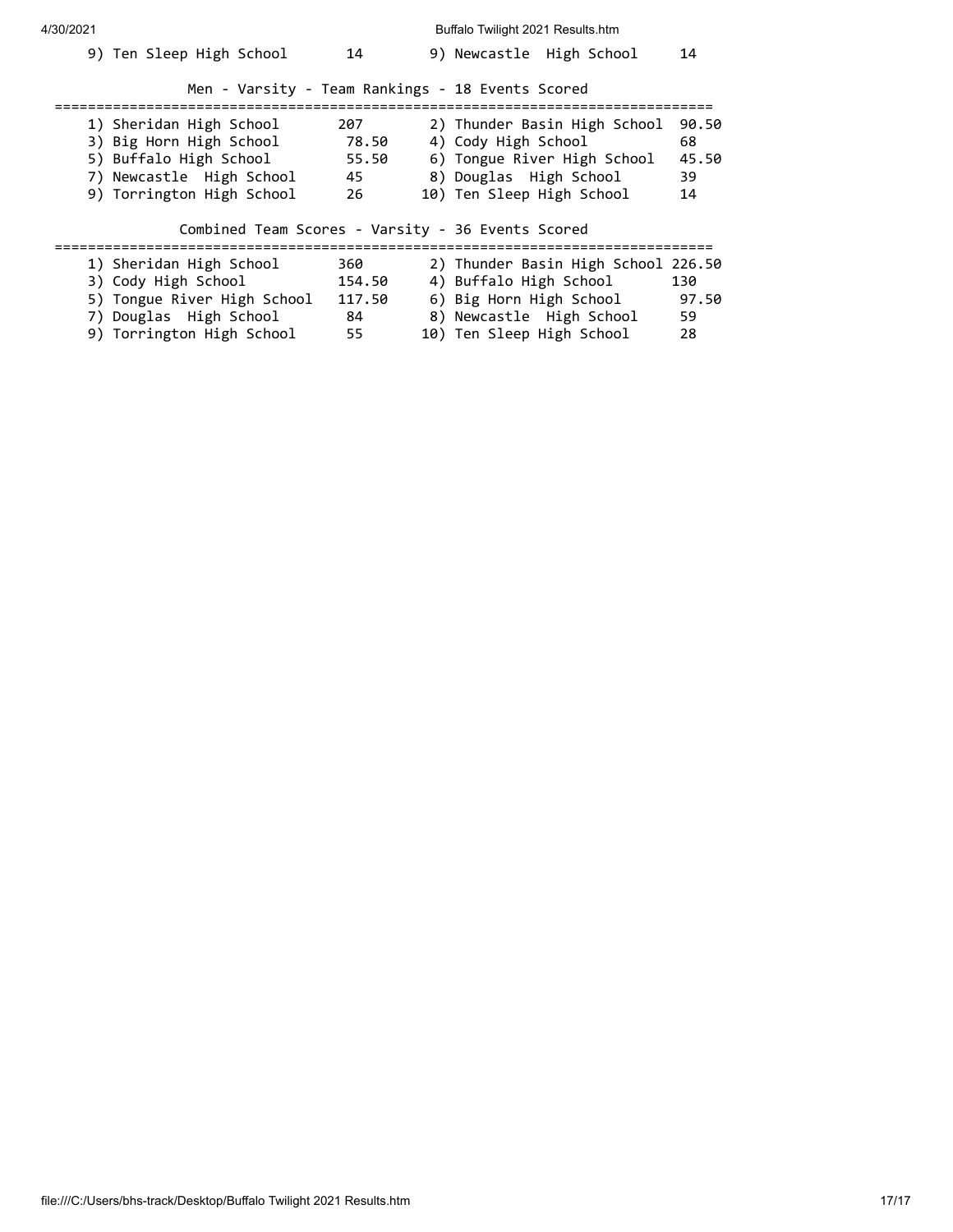9) Ten Sleep High School 14 9) Newcastle High School 14

## Men - Varsity - Team Rankings - 18 Events Scored

| | | | |
|---|---|---|---|
| 1) Sheridan High School | 207 | 2) Thunder Basin High School | 90.50 |
| 3) Big Horn High School | 78.50 | 4) Cody High School | 68 |
| 5) Buffalo High School | 55.50 | 6) Tongue River High School | 45.50 |
| 7) Newcastle High School | 45 | 8) Douglas High School | 39 |
| 9) Torrington High School | 26 | 10) Ten Sleep High School | 14 |

## Combined Team Scores - Varsity - 36 Events Scored

| | | | |
|---|---|---|---|
| 1) Sheridan High School | 360 | 2) Thunder Basin High School | 226.50 |
| 3) Cody High School | 154.50 | 4) Buffalo High School | 130 |
| 5) Tongue River High School | 117.50 | 6) Big Horn High School | 97.50 |
| 7) Douglas High School | 84 | 8) Newcastle High School | 59 |
| 9) Torrington High School | 55 | 10) Ten Sleep High School | 28 |